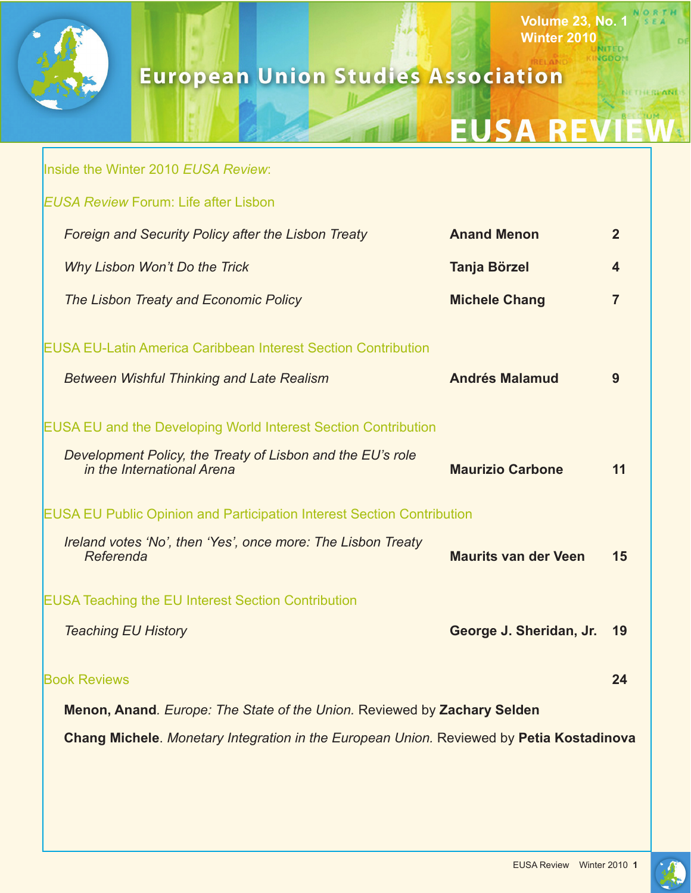Volume 23, No. 1
Winter 2010

# European Union Studies Association

# EUSA REVIEW

Inside the Winter 2010 *EUSA Review*:

*EUSA Review* Forum: Life after Lisbon

| | | |
|---|---|---|
| *Foreign and Security Policy after the Lisbon Treaty* | **Anand Menon** | 2 |
| *Why Lisbon Won't Do the Trick* | **Tanja Börzel** | 4 |
| *The Lisbon Treaty and Economic Policy* | **Michele Chang** | 7 |

EUSA EU-Latin America Caribbean Interest Section Contribution

| | | |
|---|---|---|
| *Between Wishful Thinking and Late Realism* | **Andrés Malamud** | 9 |

EUSA EU and the Developing World Interest Section Contribution

| | | |
|---|---|---|
| *Development Policy, the Treaty of Lisbon and the EU's role in the International Arena* | **Maurizio Carbone** | 11 |

EUSA EU Public Opinion and Participation Interest Section Contribution

| | | |
|---|---|---|
| *Ireland votes 'No', then 'Yes', once more: The Lisbon Treaty Referenda* | **Maurits van der Veen** | 15 |

EUSA Teaching the EU Interest Section Contribution

| | | |
|---|---|---|
| *Teaching EU History* | **George J. Sheridan, Jr.** | 19 |

Book Reviews 24

**Menon, Anand**. *Europe: The State of the Union.* Reviewed by **Zachary Selden**

**Chang Michele**. *Monetary Integration in the European Union.* Reviewed by **Petia Kostadinova**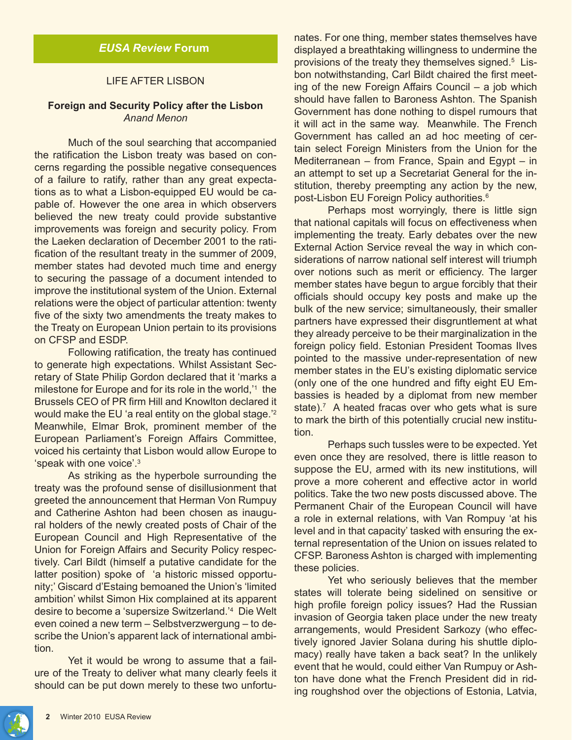## *EUSA Review* Forum

### LIFE AFTER LISBON

**Foreign and Security Policy after the Lisbon**
*Anand Menon*

Much of the soul searching that accompanied the ratification the Lisbon treaty was based on concerns regarding the possible negative consequences of a failure to ratify, rather than any great expectations as to what a Lisbon-equipped EU would be capable of. However the one area in which observers believed the new treaty could provide substantive improvements was foreign and security policy. From the Laeken declaration of December 2001 to the ratification of the resultant treaty in the summer of 2009, member states had devoted much time and energy to securing the passage of a document intended to improve the institutional system of the Union. External relations were the object of particular attention: twenty five of the sixty two amendments the treaty makes to the Treaty on European Union pertain to its provisions on CFSP and ESDP.

Following ratification, the treaty has continued to generate high expectations. Whilst Assistant Secretary of State Philip Gordon declared that it 'marks a milestone for Europe and for its role in the world,'[1] the Brussels CEO of PR firm Hill and Knowlton declared it would make the EU 'a real entity on the global stage.'[2] Meanwhile, Elmar Brok, prominent member of the European Parliament's Foreign Affairs Committee, voiced his certainty that Lisbon would allow Europe to 'speak with one voice'.[3]

As striking as the hyperbole surrounding the treaty was the profound sense of disillusionment that greeted the announcement that Herman Von Rumpuy and Catherine Ashton had been chosen as inaugural holders of the newly created posts of Chair of the European Council and High Representative of the Union for Foreign Affairs and Security Policy respectively. Carl Bildt (himself a putative candidate for the latter position) spoke of 'a historic missed opportunity;' Giscard d'Estaing bemoaned the Union's 'limited ambition' whilst Simon Hix complained at its apparent desire to become a 'supersize Switzerland.'[4] Die Welt even coined a new term – Selbstverzwergung – to describe the Union's apparent lack of international ambition.

Yet it would be wrong to assume that a failure of the Treaty to deliver what many clearly feels it should can be put down merely to these two unfortunates. For one thing, member states themselves have displayed a breathtaking willingness to undermine the provisions of the treaty they themselves signed.[5] Lisbon notwithstanding, Carl Bildt chaired the first meeting of the new Foreign Affairs Council – a job which should have fallen to Baroness Ashton. The Spanish Government has done nothing to dispel rumours that it will act in the same way. Meanwhile. The French Government has called an ad hoc meeting of certain select Foreign Ministers from the Union for the Mediterranean – from France, Spain and Egypt – in an attempt to set up a Secretariat General for the institution, thereby preempting any action by the new, post-Lisbon EU Foreign Policy authorities.[6]

Perhaps most worryingly, there is little sign that national capitals will focus on effectiveness when implementing the treaty. Early debates over the new External Action Service reveal the way in which considerations of narrow national self interest will triumph over notions such as merit or efficiency. The larger member states have begun to argue forcibly that their officials should occupy key posts and make up the bulk of the new service; simultaneously, their smaller partners have expressed their disgruntlement at what they already perceive to be their marginalization in the foreign policy field. Estonian President Toomas Ilves pointed to the massive under-representation of new member states in the EU's existing diplomatic service (only one of the one hundred and fifty eight EU Embassies is headed by a diplomat from new member state).[7] A heated fracas over who gets what is sure to mark the birth of this potentially crucial new institution.

Perhaps such tussles were to be expected. Yet even once they are resolved, there is little reason to suppose the EU, armed with its new institutions, will prove a more coherent and effective actor in world politics. Take the two new posts discussed above. The Permanent Chair of the European Council will have a role in external relations, with Van Rompuy 'at his level and in that capacity' tasked with ensuring the external representation of the Union on issues related to CFSP. Baroness Ashton is charged with implementing these policies.

Yet who seriously believes that the member states will tolerate being sidelined on sensitive or high profile foreign policy issues? Had the Russian invasion of Georgia taken place under the new treaty arrangements, would President Sarkozy (who effectively ignored Javier Solana during his shuttle diplomacy) really have taken a back seat? In the unlikely event that he would, could either Van Rumpuy or Ashton have done what the French President did in riding roughshod over the objections of Estonia, Latvia,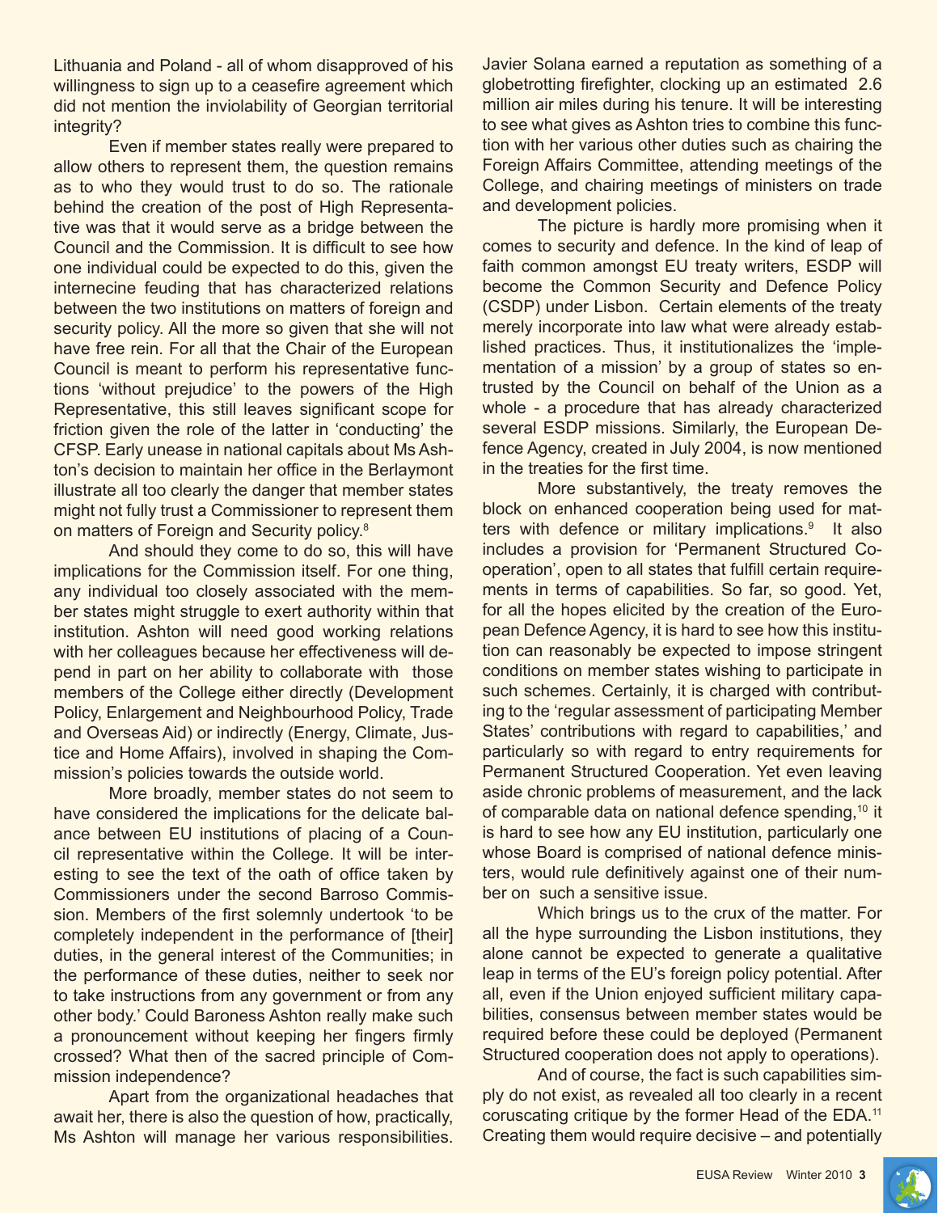Lithuania and Poland - all of whom disapproved of his willingness to sign up to a ceasefire agreement which did not mention the inviolability of Georgian territorial integrity?

Even if member states really were prepared to allow others to represent them, the question remains as to who they would trust to do so. The rationale behind the creation of the post of High Representative was that it would serve as a bridge between the Council and the Commission. It is difficult to see how one individual could be expected to do this, given the internecine feuding that has characterized relations between the two institutions on matters of foreign and security policy. All the more so given that she will not have free rein. For all that the Chair of the European Council is meant to perform his representative functions 'without prejudice' to the powers of the High Representative, this still leaves significant scope for friction given the role of the latter in 'conducting' the CFSP. Early unease in national capitals about Ms Ashton's decision to maintain her office in the Berlaymont illustrate all too clearly the danger that member states might not fully trust a Commissioner to represent them on matters of Foreign and Security policy.[8]

And should they come to do so, this will have implications for the Commission itself. For one thing, any individual too closely associated with the member states might struggle to exert authority within that institution. Ashton will need good working relations with her colleagues because her effectiveness will depend in part on her ability to collaborate with those members of the College either directly (Development Policy, Enlargement and Neighbourhood Policy, Trade and Overseas Aid) or indirectly (Energy, Climate, Justice and Home Affairs), involved in shaping the Commission's policies towards the outside world.

More broadly, member states do not seem to have considered the implications for the delicate balance between EU institutions of placing of a Council representative within the College. It will be interesting to see the text of the oath of office taken by Commissioners under the second Barroso Commission. Members of the first solemnly undertook 'to be completely independent in the performance of [their] duties, in the general interest of the Communities; in the performance of these duties, neither to seek nor to take instructions from any government or from any other body.' Could Baroness Ashton really make such a pronouncement without keeping her fingers firmly crossed? What then of the sacred principle of Commission independence?

Apart from the organizational headaches that await her, there is also the question of how, practically, Ms Ashton will manage her various responsibilities. Javier Solana earned a reputation as something of a globetrotting firefighter, clocking up an estimated 2.6 million air miles during his tenure. It will be interesting to see what gives as Ashton tries to combine this function with her various other duties such as chairing the Foreign Affairs Committee, attending meetings of the College, and chairing meetings of ministers on trade and development policies.

The picture is hardly more promising when it comes to security and defence. In the kind of leap of faith common amongst EU treaty writers, ESDP will become the Common Security and Defence Policy (CSDP) under Lisbon. Certain elements of the treaty merely incorporate into law what were already established practices. Thus, it institutionalizes the 'implementation of a mission' by a group of states so entrusted by the Council on behalf of the Union as a whole - a procedure that has already characterized several ESDP missions. Similarly, the European Defence Agency, created in July 2004, is now mentioned in the treaties for the first time.

More substantively, the treaty removes the block on enhanced cooperation being used for matters with defence or military implications.[9] It also includes a provision for 'Permanent Structured Cooperation', open to all states that fulfill certain requirements in terms of capabilities. So far, so good. Yet, for all the hopes elicited by the creation of the European Defence Agency, it is hard to see how this institution can reasonably be expected to impose stringent conditions on member states wishing to participate in such schemes. Certainly, it is charged with contributing to the 'regular assessment of participating Member States' contributions with regard to capabilities,' and particularly so with regard to entry requirements for Permanent Structured Cooperation. Yet even leaving aside chronic problems of measurement, and the lack of comparable data on national defence spending,[10] it is hard to see how any EU institution, particularly one whose Board is comprised of national defence ministers, would rule definitively against one of their number on such a sensitive issue.

Which brings us to the crux of the matter. For all the hype surrounding the Lisbon institutions, they alone cannot be expected to generate a qualitative leap in terms of the EU's foreign policy potential. After all, even if the Union enjoyed sufficient military capabilities, consensus between member states would be required before these could be deployed (Permanent Structured cooperation does not apply to operations).

And of course, the fact is such capabilities simply do not exist, as revealed all too clearly in a recent coruscating critique by the former Head of the EDA.[11] Creating them would require decisive – and potentially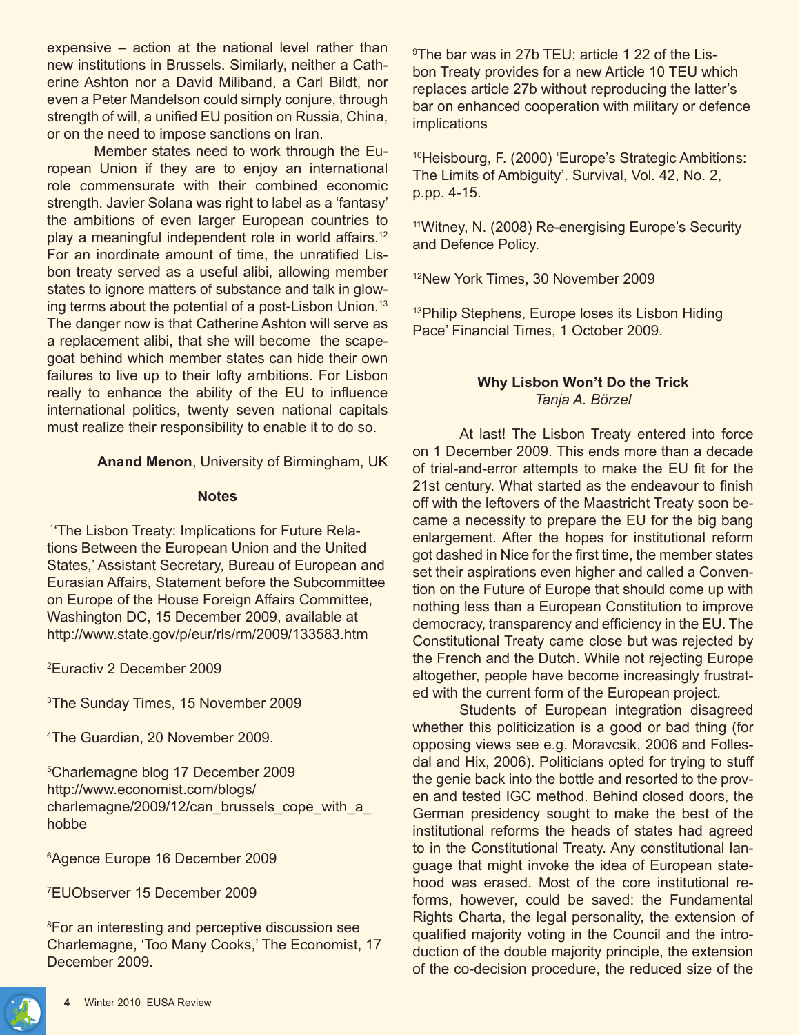expensive – action at the national level rather than new institutions in Brussels. Similarly, neither a Catherine Ashton nor a David Miliband, a Carl Bildt, nor even a Peter Mandelson could simply conjure, through strength of will, a unified EU position on Russia, China, or on the need to impose sanctions on Iran.

Member states need to work through the European Union if they are to enjoy an international role commensurate with their combined economic strength. Javier Solana was right to label as a 'fantasy' the ambitions of even larger European countries to play a meaningful independent role in world affairs.[12] For an inordinate amount of time, the unratified Lisbon treaty served as a useful alibi, allowing member states to ignore matters of substance and talk in glowing terms about the potential of a post-Lisbon Union.[13] The danger now is that Catherine Ashton will serve as a replacement alibi, that she will become the scapegoat behind which member states can hide their own failures to live up to their lofty ambitions. For Lisbon really to enhance the ability of the EU to influence international politics, twenty seven national capitals must realize their responsibility to enable it to do so.

**Anand Menon**, University of Birmingham, UK

**Notes**

[1]'The Lisbon Treaty: Implications for Future Relations Between the European Union and the United States,' Assistant Secretary, Bureau of European and Eurasian Affairs, Statement before the Subcommittee on Europe of the House Foreign Affairs Committee, Washington DC, 15 December 2009, available at http://www.state.gov/p/eur/rls/rm/2009/133583.htm

[2]Euractiv 2 December 2009

[3]The Sunday Times, 15 November 2009

[4]The Guardian, 20 November 2009.

[5]Charlemagne blog 17 December 2009 http://www.economist.com/blogs/charlemagne/2009/12/can_brussels_cope_with_a_hobbe

[6]Agence Europe 16 December 2009

[7]EUObserver 15 December 2009

[8]For an interesting and perceptive discussion see Charlemagne, 'Too Many Cooks,' The Economist, 17 December 2009.

[9]The bar was in 27b TEU; article 1 22 of the Lisbon Treaty provides for a new Article 10 TEU which replaces article 27b without reproducing the latter's bar on enhanced cooperation with military or defence implications

[10]Heisbourg, F. (2000) 'Europe's Strategic Ambitions: The Limits of Ambiguity'. Survival, Vol. 42, No. 2, p.pp. 4-15.

[11]Witney, N. (2008) Re-energising Europe's Security and Defence Policy.

[12]New York Times, 30 November 2009

[13]Philip Stephens, Europe loses its Lisbon Hiding Pace' Financial Times, 1 October 2009.

## Why Lisbon Won't Do the Trick

*Tanja A. Börzel*

At last! The Lisbon Treaty entered into force on 1 December 2009. This ends more than a decade of trial-and-error attempts to make the EU fit for the 21st century. What started as the endeavour to finish off with the leftovers of the Maastricht Treaty soon became a necessity to prepare the EU for the big bang enlargement. After the hopes for institutional reform got dashed in Nice for the first time, the member states set their aspirations even higher and called a Convention on the Future of Europe that should come up with nothing less than a European Constitution to improve democracy, transparency and efficiency in the EU. The Constitutional Treaty came close but was rejected by the French and the Dutch. While not rejecting Europe altogether, people have become increasingly frustrated with the current form of the European project.

Students of European integration disagreed whether this politicization is a good or bad thing (for opposing views see e.g. Moravcsik, 2006 and Follesdal and Hix, 2006). Politicians opted for trying to stuff the genie back into the bottle and resorted to the proven and tested IGC method. Behind closed doors, the German presidency sought to make the best of the institutional reforms the heads of states had agreed to in the Constitutional Treaty. Any constitutional language that might invoke the idea of European statehood was erased. Most of the core institutional reforms, however, could be saved: the Fundamental Rights Charta, the legal personality, the extension of qualified majority voting in the Council and the introduction of the double majority principle, the extension of the co-decision procedure, the reduced size of the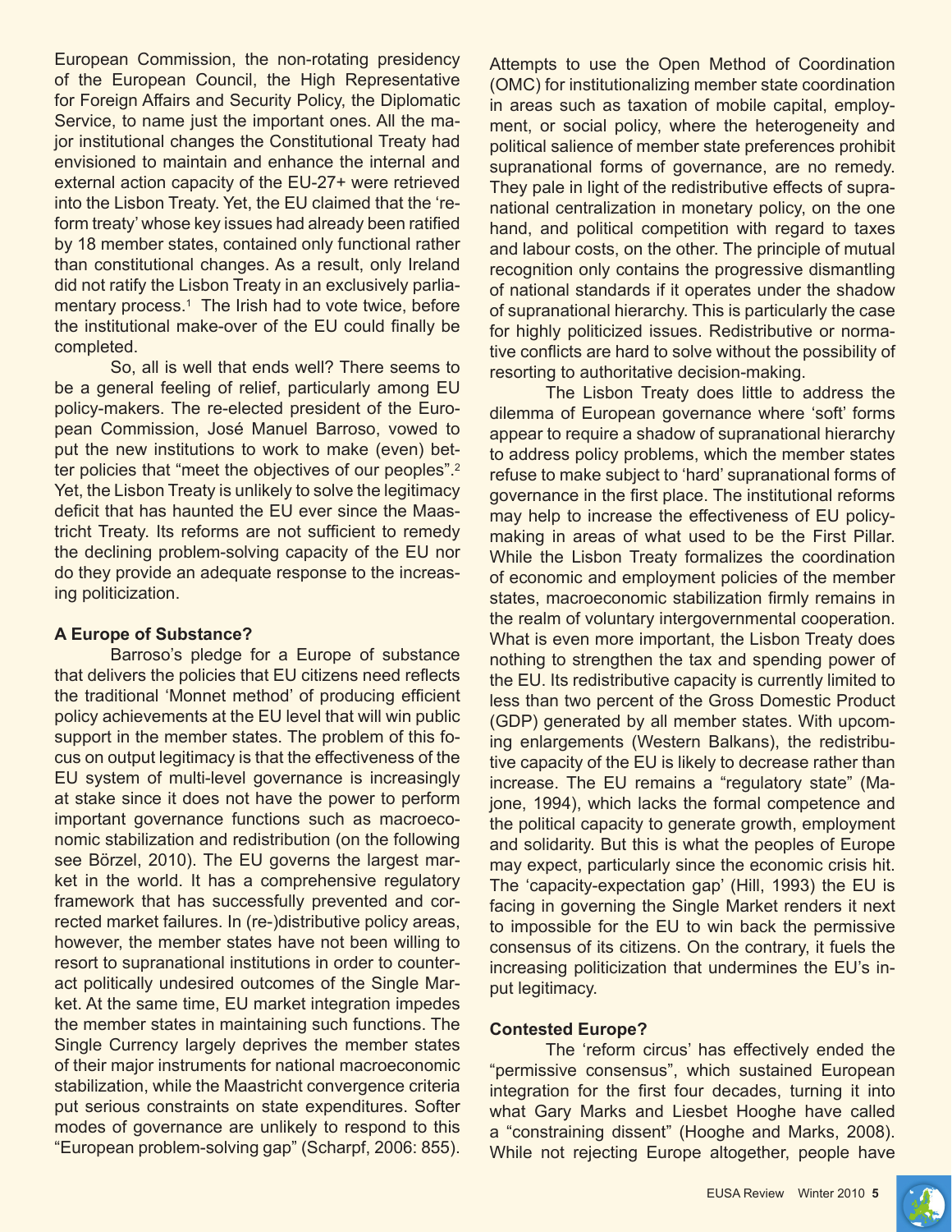European Commission, the non-rotating presidency of the European Council, the High Representative for Foreign Affairs and Security Policy, the Diplomatic Service, to name just the important ones. All the major institutional changes the Constitutional Treaty had envisioned to maintain and enhance the internal and external action capacity of the EU-27+ were retrieved into the Lisbon Treaty. Yet, the EU claimed that the 'reform treaty' whose key issues had already been ratified by 18 member states, contained only functional rather than constitutional changes. As a result, only Ireland did not ratify the Lisbon Treaty in an exclusively parliamentary process.[1] The Irish had to vote twice, before the institutional make-over of the EU could finally be completed.

So, all is well that ends well? There seems to be a general feeling of relief, particularly among EU policy-makers. The re-elected president of the European Commission, José Manuel Barroso, vowed to put the new institutions to work to make (even) better policies that "meet the objectives of our peoples".[2] Yet, the Lisbon Treaty is unlikely to solve the legitimacy deficit that has haunted the EU ever since the Maastricht Treaty. Its reforms are not sufficient to remedy the declining problem-solving capacity of the EU nor do they provide an adequate response to the increasing politicization.

**A Europe of Substance?**

Barroso's pledge for a Europe of substance that delivers the policies that EU citizens need reflects the traditional 'Monnet method' of producing efficient policy achievements at the EU level that will win public support in the member states. The problem of this focus on output legitimacy is that the effectiveness of the EU system of multi-level governance is increasingly at stake since it does not have the power to perform important governance functions such as macroeconomic stabilization and redistribution (on the following see Börzel, 2010). The EU governs the largest market in the world. It has a comprehensive regulatory framework that has successfully prevented and corrected market failures. In (re-)distributive policy areas, however, the member states have not been willing to resort to supranational institutions in order to counteract politically undesired outcomes of the Single Market. At the same time, EU market integration impedes the member states in maintaining such functions. The Single Currency largely deprives the member states of their major instruments for national macroeconomic stabilization, while the Maastricht convergence criteria put serious constraints on state expenditures. Softer modes of governance are unlikely to respond to this "European problem-solving gap" (Scharpf, 2006: 855). Attempts to use the Open Method of Coordination (OMC) for institutionalizing member state coordination in areas such as taxation of mobile capital, employment, or social policy, where the heterogeneity and political salience of member state preferences prohibit supranational forms of governance, are no remedy. They pale in light of the redistributive effects of supranational centralization in monetary policy, on the one hand, and political competition with regard to taxes and labour costs, on the other. The principle of mutual recognition only contains the progressive dismantling of national standards if it operates under the shadow of supranational hierarchy. This is particularly the case for highly politicized issues. Redistributive or normative conflicts are hard to solve without the possibility of resorting to authoritative decision-making.

The Lisbon Treaty does little to address the dilemma of European governance where 'soft' forms appear to require a shadow of supranational hierarchy to address policy problems, which the member states refuse to make subject to 'hard' supranational forms of governance in the first place. The institutional reforms may help to increase the effectiveness of EU policy-making in areas of what used to be the First Pillar. While the Lisbon Treaty formalizes the coordination of economic and employment policies of the member states, macroeconomic stabilization firmly remains in the realm of voluntary intergovernmental cooperation. What is even more important, the Lisbon Treaty does nothing to strengthen the tax and spending power of the EU. Its redistributive capacity is currently limited to less than two percent of the Gross Domestic Product (GDP) generated by all member states. With upcoming enlargements (Western Balkans), the redistributive capacity of the EU is likely to decrease rather than increase. The EU remains a "regulatory state" (Majone, 1994), which lacks the formal competence and the political capacity to generate growth, employment and solidarity. But this is what the peoples of Europe may expect, particularly since the economic crisis hit. The 'capacity-expectation gap' (Hill, 1993) the EU is facing in governing the Single Market renders it next to impossible for the EU to win back the permissive consensus of its citizens. On the contrary, it fuels the increasing politicization that undermines the EU's input legitimacy.

**Contested Europe?**

The 'reform circus' has effectively ended the "permissive consensus", which sustained European integration for the first four decades, turning it into what Gary Marks and Liesbet Hooghe have called a "constraining dissent" (Hooghe and Marks, 2008). While not rejecting Europe altogether, people have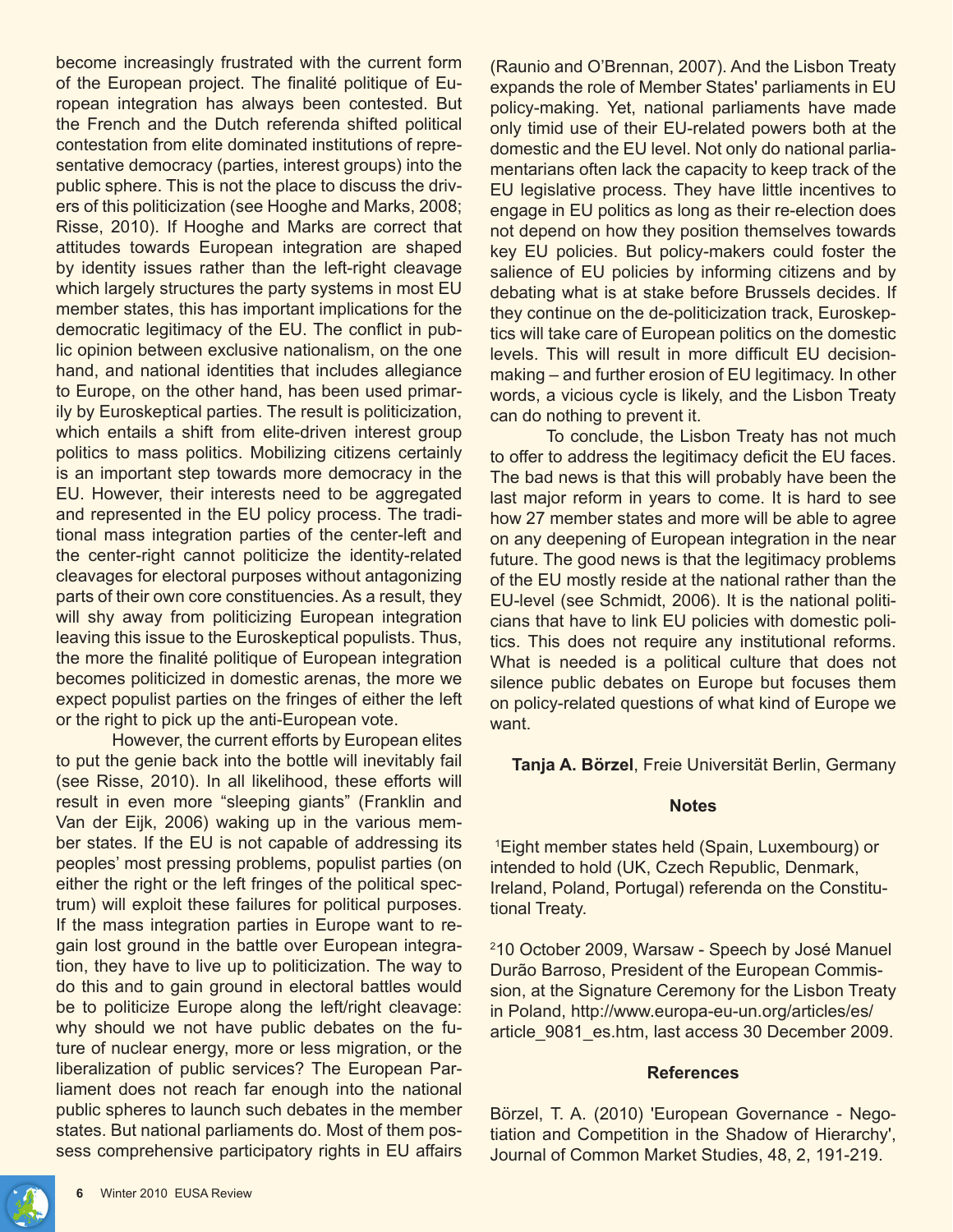become increasingly frustrated with the current form of the European project. The finalité politique of European integration has always been contested. But the French and the Dutch referenda shifted political contestation from elite dominated institutions of representative democracy (parties, interest groups) into the public sphere. This is not the place to discuss the drivers of this politicization (see Hooghe and Marks, 2008; Risse, 2010). If Hooghe and Marks are correct that attitudes towards European integration are shaped by identity issues rather than the left-right cleavage which largely structures the party systems in most EU member states, this has important implications for the democratic legitimacy of the EU. The conflict in public opinion between exclusive nationalism, on the one hand, and national identities that includes allegiance to Europe, on the other hand, has been used primarily by Euroskeptical parties. The result is politicization, which entails a shift from elite-driven interest group politics to mass politics. Mobilizing citizens certainly is an important step towards more democracy in the EU. However, their interests need to be aggregated and represented in the EU policy process. The traditional mass integration parties of the center-left and the center-right cannot politicize the identity-related cleavages for electoral purposes without antagonizing parts of their own core constituencies. As a result, they will shy away from politicizing European integration leaving this issue to the Euroskeptical populists. Thus, the more the finalité politique of European integration becomes politicized in domestic arenas, the more we expect populist parties on the fringes of either the left or the right to pick up the anti-European vote.

However, the current efforts by European elites to put the genie back into the bottle will inevitably fail (see Risse, 2010). In all likelihood, these efforts will result in even more "sleeping giants" (Franklin and Van der Eijk, 2006) waking up in the various member states. If the EU is not capable of addressing its peoples' most pressing problems, populist parties (on either the right or the left fringes of the political spectrum) will exploit these failures for political purposes. If the mass integration parties in Europe want to regain lost ground in the battle over European integration, they have to live up to politicization. The way to do this and to gain ground in electoral battles would be to politicize Europe along the left/right cleavage: why should we not have public debates on the future of nuclear energy, more or less migration, or the liberalization of public services? The European Parliament does not reach far enough into the national public spheres to launch such debates in the member states. But national parliaments do. Most of them possess comprehensive participatory rights in EU affairs (Raunio and O'Brennan, 2007). And the Lisbon Treaty expands the role of Member States' parliaments in EU policy-making. Yet, national parliaments have made only timid use of their EU-related powers both at the domestic and the EU level. Not only do national parliamentarians often lack the capacity to keep track of the EU legislative process. They have little incentives to engage in EU politics as long as their re-election does not depend on how they position themselves towards key EU policies. But policy-makers could foster the salience of EU policies by informing citizens and by debating what is at stake before Brussels decides. If they continue on the de-politicization track, Euroskeptics will take care of European politics on the domestic levels. This will result in more difficult EU decision-making – and further erosion of EU legitimacy. In other words, a vicious cycle is likely, and the Lisbon Treaty can do nothing to prevent it.

To conclude, the Lisbon Treaty has not much to offer to address the legitimacy deficit the EU faces. The bad news is that this will probably have been the last major reform in years to come. It is hard to see how 27 member states and more will be able to agree on any deepening of European integration in the near future. The good news is that the legitimacy problems of the EU mostly reside at the national rather than the EU-level (see Schmidt, 2006). It is the national politicians that have to link EU policies with domestic politics. This does not require any institutional reforms. What is needed is a political culture that does not silence public debates on Europe but focuses them on policy-related questions of what kind of Europe we want.

**Tanja A. Börzel**, Freie Universität Berlin, Germany

### Notes

[1] Eight member states held (Spain, Luxembourg) or intended to hold (UK, Czech Republic, Denmark, Ireland, Poland, Portugal) referenda on the Constitutional Treaty.

[2] 10 October 2009, Warsaw - Speech by José Manuel Durão Barroso, President of the European Commission, at the Signature Ceremony for the Lisbon Treaty in Poland, http://www.europa-eu-un.org/articles/es/article_9081_es.htm, last access 30 December 2009.

### References

Börzel, T. A. (2010) 'European Governance - Negotiation and Competition in the Shadow of Hierarchy', Journal of Common Market Studies, 48, 2, 191-219.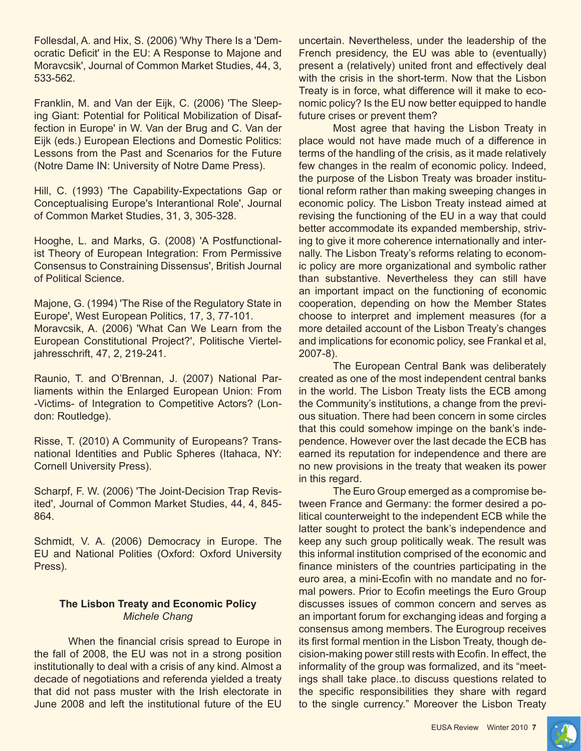Follesdal, A. and Hix, S. (2006) 'Why There Is a 'Democratic Deficit' in the EU: A Response to Majone and Moravcsik', Journal of Common Market Studies, 44, 3, 533-562.

Franklin, M. and Van der Eijk, C. (2006) 'The Sleeping Giant: Potential for Political Mobilization of Disaffection in Europe' in W. Van der Brug and C. Van der Eijk (eds.) European Elections and Domestic Politics: Lessons from the Past and Scenarios for the Future (Notre Dame IN: University of Notre Dame Press).

Hill, C. (1993) 'The Capability-Expectations Gap or Conceptualising Europe's Interantional Role', Journal of Common Market Studies, 31, 3, 305-328.

Hooghe, L. and Marks, G. (2008) 'A Postfunctionalist Theory of European Integration: From Permissive Consensus to Constraining Dissensus', British Journal of Political Science.

Majone, G. (1994) 'The Rise of the Regulatory State in Europe', West European Politics, 17, 3, 77-101.

Moravcsik, A. (2006) 'What Can We Learn from the European Constitutional Project?', Politische Vierteljahresschrift, 47, 2, 219-241.

Raunio, T. and O'Brennan, J. (2007) National Parliaments within the Enlarged European Union: From -Victims- of Integration to Competitive Actors? (London: Routledge).

Risse, T. (2010) A Community of Europeans? Transnational Identities and Public Spheres (Itahaca, NY: Cornell University Press).

Scharpf, F. W. (2006) 'The Joint-Decision Trap Revisited', Journal of Common Market Studies, 44, 4, 845-864.

Schmidt, V. A. (2006) Democracy in Europe. The EU and National Polities (Oxford: Oxford University Press).

## The Lisbon Treaty and Economic Policy

*Michele Chang*

When the financial crisis spread to Europe in the fall of 2008, the EU was not in a strong position institutionally to deal with a crisis of any kind. Almost a decade of negotiations and referenda yielded a treaty that did not pass muster with the Irish electorate in June 2008 and left the institutional future of the EU uncertain. Nevertheless, under the leadership of the French presidency, the EU was able to (eventually) present a (relatively) united front and effectively deal with the crisis in the short-term. Now that the Lisbon Treaty is in force, what difference will it make to economic policy? Is the EU now better equipped to handle future crises or prevent them?

Most agree that having the Lisbon Treaty in place would not have made much of a difference in terms of the handling of the crisis, as it made relatively few changes in the realm of economic policy. Indeed, the purpose of the Lisbon Treaty was broader institutional reform rather than making sweeping changes in economic policy. The Lisbon Treaty instead aimed at revising the functioning of the EU in a way that could better accommodate its expanded membership, striving to give it more coherence internationally and internally. The Lisbon Treaty's reforms relating to economic policy are more organizational and symbolic rather than substantive. Nevertheless they can still have an important impact on the functioning of economic cooperation, depending on how the Member States choose to interpret and implement measures (for a more detailed account of the Lisbon Treaty's changes and implications for economic policy, see Frankal et al, 2007-8).

The European Central Bank was deliberately created as one of the most independent central banks in the world. The Lisbon Treaty lists the ECB among the Community's institutions, a change from the previous situation. There had been concern in some circles that this could somehow impinge on the bank's independence. However over the last decade the ECB has earned its reputation for independence and there are no new provisions in the treaty that weaken its power in this regard.

The Euro Group emerged as a compromise between France and Germany: the former desired a political counterweight to the independent ECB while the latter sought to protect the bank's independence and keep any such group politically weak. The result was this informal institution comprised of the economic and finance ministers of the countries participating in the euro area, a mini-Ecofin with no mandate and no formal powers. Prior to Ecofin meetings the Euro Group discusses issues of common concern and serves as an important forum for exchanging ideas and forging a consensus among members. The Eurogroup receives its first formal mention in the Lisbon Treaty, though decision-making power still rests with Ecofin. In effect, the informality of the group was formalized, and its "meetings shall take place..to discuss questions related to the specific responsibilities they share with regard to the single currency." Moreover the Lisbon Treaty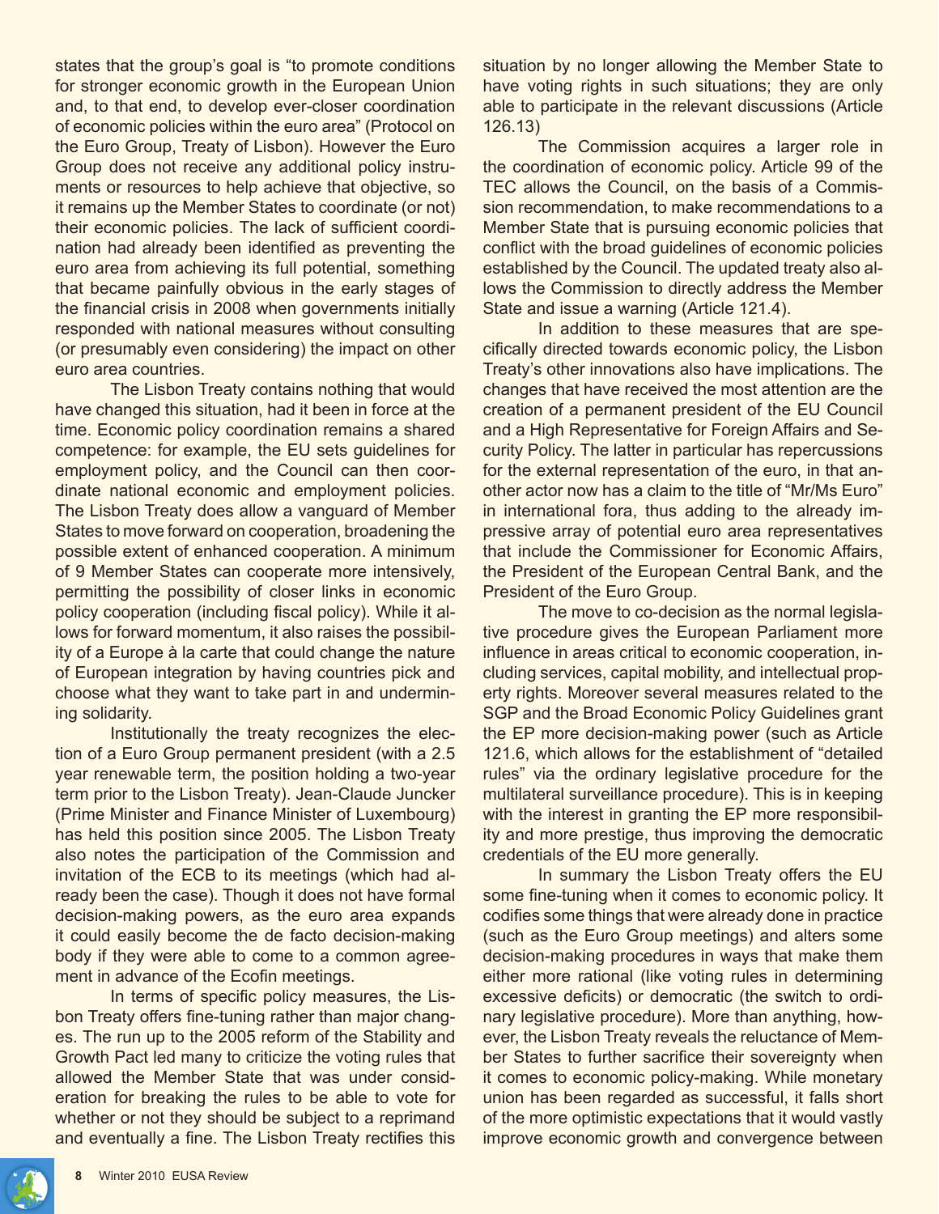states that the group's goal is "to promote conditions for stronger economic growth in the European Union and, to that end, to develop ever-closer coordination of economic policies within the euro area" (Protocol on the Euro Group, Treaty of Lisbon). However the Euro Group does not receive any additional policy instruments or resources to help achieve that objective, so it remains up the Member States to coordinate (or not) their economic policies. The lack of sufficient coordination had already been identified as preventing the euro area from achieving its full potential, something that became painfully obvious in the early stages of the financial crisis in 2008 when governments initially responded with national measures without consulting (or presumably even considering) the impact on other euro area countries.

The Lisbon Treaty contains nothing that would have changed this situation, had it been in force at the time. Economic policy coordination remains a shared competence: for example, the EU sets guidelines for employment policy, and the Council can then coordinate national economic and employment policies. The Lisbon Treaty does allow a vanguard of Member States to move forward on cooperation, broadening the possible extent of enhanced cooperation. A minimum of 9 Member States can cooperate more intensively, permitting the possibility of closer links in economic policy cooperation (including fiscal policy). While it allows for forward momentum, it also raises the possibility of a Europe à la carte that could change the nature of European integration by having countries pick and choose what they want to take part in and undermining solidarity.

Institutionally the treaty recognizes the election of a Euro Group permanent president (with a 2.5 year renewable term, the position holding a two-year term prior to the Lisbon Treaty). Jean-Claude Juncker (Prime Minister and Finance Minister of Luxembourg) has held this position since 2005. The Lisbon Treaty also notes the participation of the Commission and invitation of the ECB to its meetings (which had already been the case). Though it does not have formal decision-making powers, as the euro area expands it could easily become the de facto decision-making body if they were able to come to a common agreement in advance of the Ecofin meetings.

In terms of specific policy measures, the Lisbon Treaty offers fine-tuning rather than major changes. The run up to the 2005 reform of the Stability and Growth Pact led many to criticize the voting rules that allowed the Member State that was under consideration for breaking the rules to be able to vote for whether or not they should be subject to a reprimand and eventually a fine. The Lisbon Treaty rectifies this situation by no longer allowing the Member State to have voting rights in such situations; they are only able to participate in the relevant discussions (Article 126.13)

The Commission acquires a larger role in the coordination of economic policy. Article 99 of the TEC allows the Council, on the basis of a Commission recommendation, to make recommendations to a Member State that is pursuing economic policies that conflict with the broad guidelines of economic policies established by the Council. The updated treaty also allows the Commission to directly address the Member State and issue a warning (Article 121.4).

In addition to these measures that are specifically directed towards economic policy, the Lisbon Treaty's other innovations also have implications. The changes that have received the most attention are the creation of a permanent president of the EU Council and a High Representative for Foreign Affairs and Security Policy. The latter in particular has repercussions for the external representation of the euro, in that another actor now has a claim to the title of "Mr/Ms Euro" in international fora, thus adding to the already impressive array of potential euro area representatives that include the Commissioner for Economic Affairs, the President of the European Central Bank, and the President of the Euro Group.

The move to co-decision as the normal legislative procedure gives the European Parliament more influence in areas critical to economic cooperation, including services, capital mobility, and intellectual property rights. Moreover several measures related to the SGP and the Broad Economic Policy Guidelines grant the EP more decision-making power (such as Article 121.6, which allows for the establishment of "detailed rules" via the ordinary legislative procedure for the multilateral surveillance procedure). This is in keeping with the interest in granting the EP more responsibility and more prestige, thus improving the democratic credentials of the EU more generally.

In summary the Lisbon Treaty offers the EU some fine-tuning when it comes to economic policy. It codifies some things that were already done in practice (such as the Euro Group meetings) and alters some decision-making procedures in ways that make them either more rational (like voting rules in determining excessive deficits) or democratic (the switch to ordinary legislative procedure). More than anything, however, the Lisbon Treaty reveals the reluctance of Member States to further sacrifice their sovereignty when it comes to economic policy-making. While monetary union has been regarded as successful, it falls short of the more optimistic expectations that it would vastly improve economic growth and convergence between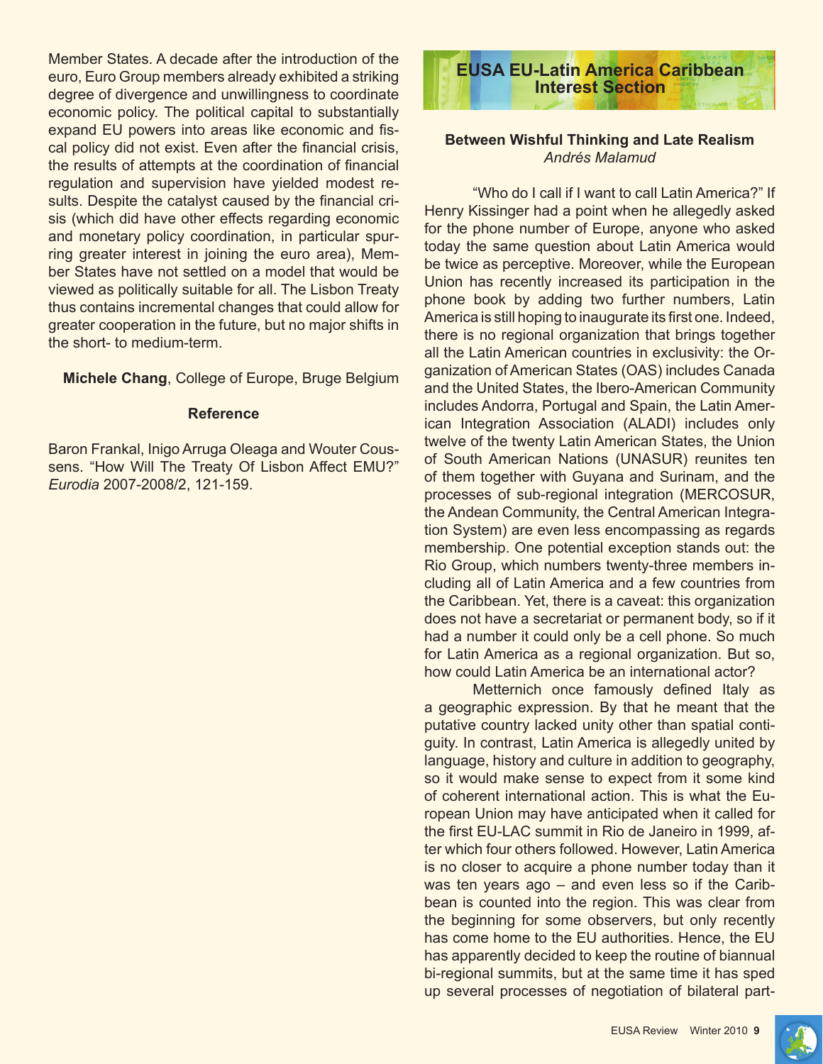Member States. A decade after the introduction of the euro, Euro Group members already exhibited a striking degree of divergence and unwillingness to coordinate economic policy. The political capital to substantially expand EU powers into areas like economic and fiscal policy did not exist. Even after the financial crisis, the results of attempts at the coordination of financial regulation and supervision have yielded modest results. Despite the catalyst caused by the financial crisis (which did have other effects regarding economic and monetary policy coordination, in particular spurring greater interest in joining the euro area), Member States have not settled on a model that would be viewed as politically suitable for all. The Lisbon Treaty thus contains incremental changes that could allow for greater cooperation in the future, but no major shifts in the short- to medium-term.

**Michele Chang**, College of Europe, Bruge Belgium

**Reference**

Baron Frankal, Inigo Arruga Oleaga and Wouter Coussens. "How Will The Treaty Of Lisbon Affect EMU?" *Eurodia* 2007-2008/2, 121-159.

## EUSA EU-Latin America Caribbean Interest Section

### Between Wishful Thinking and Late Realism

*Andrés Malamud*

"Who do I call if I want to call Latin America?" If Henry Kissinger had a point when he allegedly asked for the phone number of Europe, anyone who asked today the same question about Latin America would be twice as perceptive. Moreover, while the European Union has recently increased its participation in the phone book by adding two further numbers, Latin America is still hoping to inaugurate its first one. Indeed, there is no regional organization that brings together all the Latin American countries in exclusivity: the Organization of American States (OAS) includes Canada and the United States, the Ibero-American Community includes Andorra, Portugal and Spain, the Latin American Integration Association (ALADI) includes only twelve of the twenty Latin American States, the Union of South American Nations (UNASUR) reunites ten of them together with Guyana and Surinam, and the processes of sub-regional integration (MERCOSUR, the Andean Community, the Central American Integration System) are even less encompassing as regards membership. One potential exception stands out: the Rio Group, which numbers twenty-three members including all of Latin America and a few countries from the Caribbean. Yet, there is a caveat: this organization does not have a secretariat or permanent body, so if it had a number it could only be a cell phone. So much for Latin America as a regional organization. But so, how could Latin America be an international actor?

Metternich once famously defined Italy as a geographic expression. By that he meant that the putative country lacked unity other than spatial contiguity. In contrast, Latin America is allegedly united by language, history and culture in addition to geography, so it would make sense to expect from it some kind of coherent international action. This is what the European Union may have anticipated when it called for the first EU-LAC summit in Rio de Janeiro in 1999, after which four others followed. However, Latin America is no closer to acquire a phone number today than it was ten years ago – and even less so if the Caribbean is counted into the region. This was clear from the beginning for some observers, but only recently has come home to the EU authorities. Hence, the EU has apparently decided to keep the routine of biannual bi-regional summits, but at the same time it has sped up several processes of negotiation of bilateral part-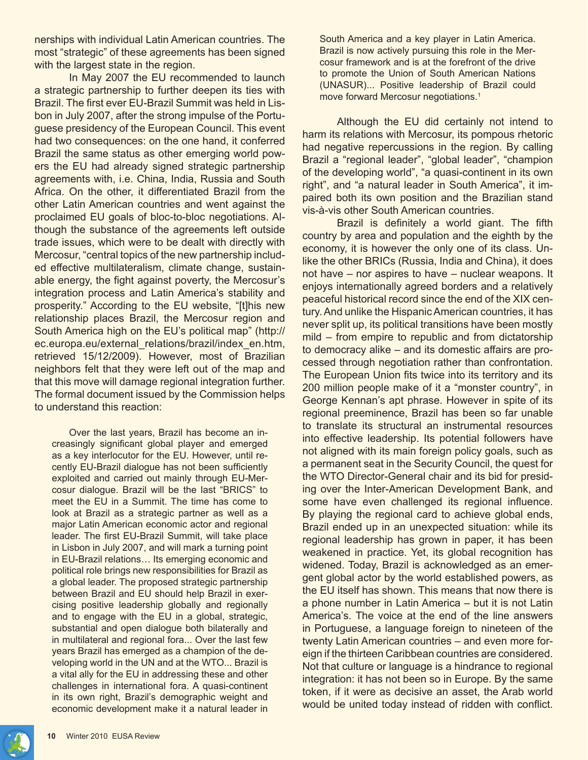nerships with individual Latin American countries. The most "strategic" of these agreements has been signed with the largest state in the region.

In May 2007 the EU recommended to launch a strategic partnership to further deepen its ties with Brazil. The first ever EU-Brazil Summit was held in Lisbon in July 2007, after the strong impulse of the Portuguese presidency of the European Council. This event had two consequences: on the one hand, it conferred Brazil the same status as other emerging world powers the EU had already signed strategic partnership agreements with, i.e. China, India, Russia and South Africa. On the other, it differentiated Brazil from the other Latin American countries and went against the proclaimed EU goals of bloc-to-bloc negotiations. Although the substance of the agreements left outside trade issues, which were to be dealt with directly with Mercosur, "central topics of the new partnership included effective multilateralism, climate change, sustainable energy, the fight against poverty, the Mercosur's integration process and Latin America's stability and prosperity." According to the EU website, "[t]his new relationship places Brazil, the Mercosur region and South America high on the EU's political map" (http://ec.europa.eu/external_relations/brazil/index_en.htm, retrieved 15/12/2009). However, most of Brazilian neighbors felt that they were left out of the map and that this move will damage regional integration further. The formal document issued by the Commission helps to understand this reaction:

> Over the last years, Brazil has become an increasingly significant global player and emerged as a key interlocutor for the EU. However, until recently EU-Brazil dialogue has not been sufficiently exploited and carried out mainly through EU-Mercosur dialogue. Brazil will be the last "BRICS" to meet the EU in a Summit. The time has come to look at Brazil as a strategic partner as well as a major Latin American economic actor and regional leader. The first EU-Brazil Summit, will take place in Lisbon in July 2007, and will mark a turning point in EU-Brazil relations… Its emerging economic and political role brings new responsibilities for Brazil as a global leader. The proposed strategic partnership between Brazil and EU should help Brazil in exercising positive leadership globally and regionally and to engage with the EU in a global, strategic, substantial and open dialogue both bilaterally and in multilateral and regional fora... Over the last few years Brazil has emerged as a champion of the developing world in the UN and at the WTO... Brazil is a vital ally for the EU in addressing these and other challenges in international fora. A quasi-continent in its own right, Brazil's demographic weight and economic development make it a natural leader in South America and a key player in Latin America. Brazil is now actively pursuing this role in the Mercosur framework and is at the forefront of the drive to promote the Union of South American Nations (UNASUR)... Positive leadership of Brazil could move forward Mercosur negotiations.[1]

Although the EU did certainly not intend to harm its relations with Mercosur, its pompous rhetoric had negative repercussions in the region. By calling Brazil a "regional leader", "global leader", "champion of the developing world", "a quasi-continent in its own right", and "a natural leader in South America", it impaired both its own position and the Brazilian stand vis-à-vis other South American countries.

Brazil is definitely a world giant. The fifth country by area and population and the eighth by the economy, it is however the only one of its class. Unlike the other BRICs (Russia, India and China), it does not have – nor aspires to have – nuclear weapons. It enjoys internationally agreed borders and a relatively peaceful historical record since the end of the XIX century. And unlike the Hispanic American countries, it has never split up, its political transitions have been mostly mild – from empire to republic and from dictatorship to democracy alike – and its domestic affairs are processed through negotiation rather than confrontation. The European Union fits twice into its territory and its 200 million people make of it a "monster country", in George Kennan's apt phrase. However in spite of its regional preeminence, Brazil has been so far unable to translate its structural an instrumental resources into effective leadership. Its potential followers have not aligned with its main foreign policy goals, such as a permanent seat in the Security Council, the quest for the WTO Director-General chair and its bid for presiding over the Inter-American Development Bank, and some have even challenged its regional influence. By playing the regional card to achieve global ends, Brazil ended up in an unexpected situation: while its regional leadership has grown in paper, it has been weakened in practice. Yet, its global recognition has widened. Today, Brazil is acknowledged as an emergent global actor by the world established powers, as the EU itself has shown. This means that now there is a phone number in Latin America – but it is not Latin America's. The voice at the end of the line answers in Portuguese, a language foreign to nineteen of the twenty Latin American countries – and even more foreign if the thirteen Caribbean countries are considered. Not that culture or language is a hindrance to regional integration: it has not been so in Europe. By the same token, if it were as decisive an asset, the Arab world would be united today instead of ridden with conflict.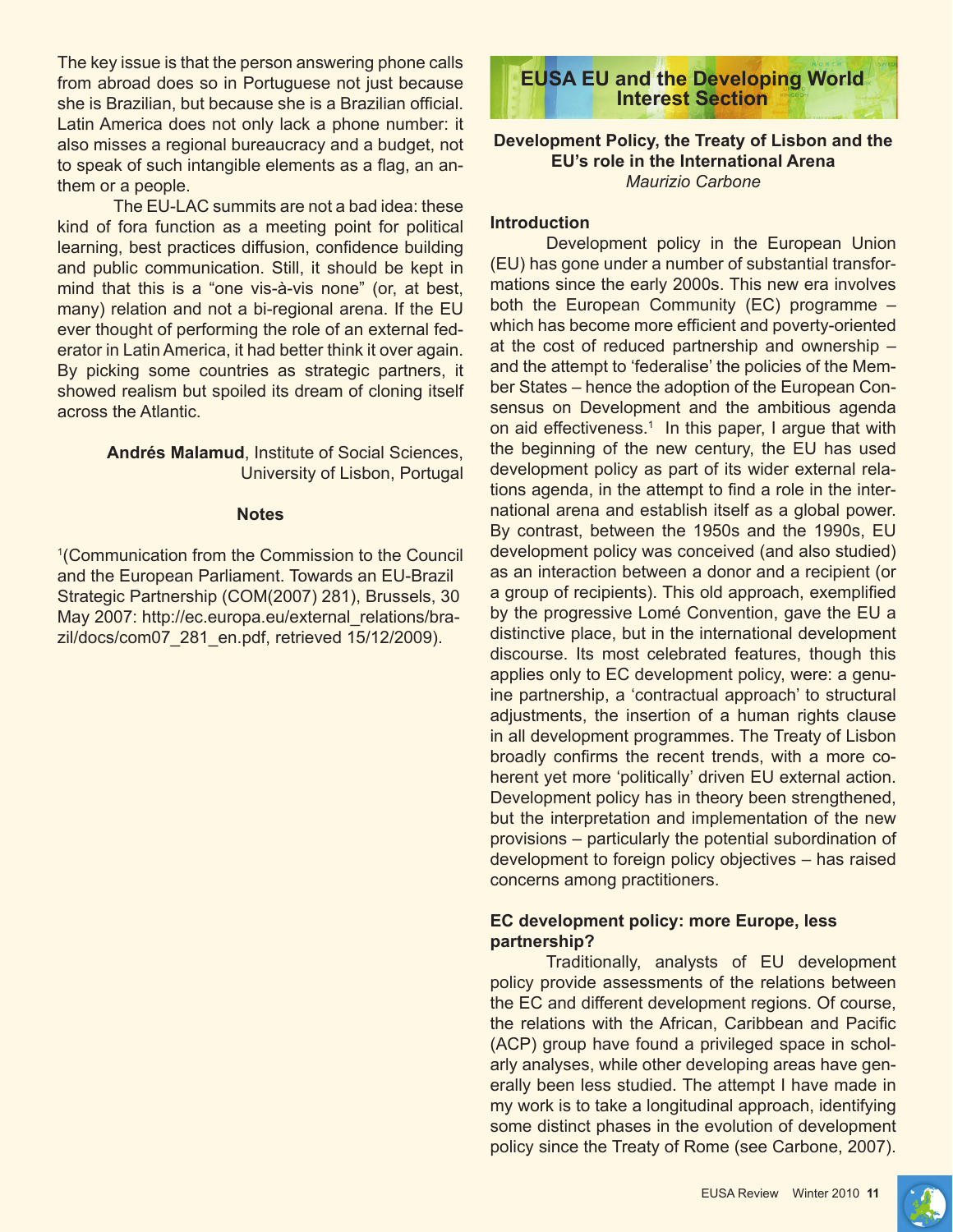The key issue is that the person answering phone calls from abroad does so in Portuguese not just because she is Brazilian, but because she is a Brazilian official. Latin America does not only lack a phone number: it also misses a regional bureaucracy and a budget, not to speak of such intangible elements as a flag, an anthem or a people.

The EU-LAC summits are not a bad idea: these kind of fora function as a meeting point for political learning, best practices diffusion, confidence building and public communication. Still, it should be kept in mind that this is a "one vis-à-vis none" (or, at best, many) relation and not a bi-regional arena. If the EU ever thought of performing the role of an external federator in Latin America, it had better think it over again. By picking some countries as strategic partners, it showed realism but spoiled its dream of cloning itself across the Atlantic.

**Andrés Malamud**, Institute of Social Sciences, University of Lisbon, Portugal

### Notes

[1](Communication from the Commission to the Council and the European Parliament. Towards an EU-Brazil Strategic Partnership (COM(2007) 281), Brussels, 30 May 2007: http://ec.europa.eu/external_relations/brazil/docs/com07_281_en.pdf, retrieved 15/12/2009).

# EUSA EU and the Developing World Interest Section

## Development Policy, the Treaty of Lisbon and the EU's role in the International Arena

*Maurizio Carbone*

### Introduction

Development policy in the European Union (EU) has gone under a number of substantial transformations since the early 2000s. This new era involves both the European Community (EC) programme – which has become more efficient and poverty-oriented at the cost of reduced partnership and ownership – and the attempt to 'federalise' the policies of the Member States – hence the adoption of the European Consensus on Development and the ambitious agenda on aid effectiveness.[1] In this paper, I argue that with the beginning of the new century, the EU has used development policy as part of its wider external relations agenda, in the attempt to find a role in the international arena and establish itself as a global power. By contrast, between the 1950s and the 1990s, EU development policy was conceived (and also studied) as an interaction between a donor and a recipient (or a group of recipients). This old approach, exemplified by the progressive Lomé Convention, gave the EU a distinctive place, but in the international development discourse. Its most celebrated features, though this applies only to EC development policy, were: a genuine partnership, a 'contractual approach' to structural adjustments, the insertion of a human rights clause in all development programmes. The Treaty of Lisbon broadly confirms the recent trends, with a more coherent yet more 'politically' driven EU external action. Development policy has in theory been strengthened, but the interpretation and implementation of the new provisions – particularly the potential subordination of development to foreign policy objectives – has raised concerns among practitioners.

### EC development policy: more Europe, less partnership?

Traditionally, analysts of EU development policy provide assessments of the relations between the EC and different development regions. Of course, the relations with the African, Caribbean and Pacific (ACP) group have found a privileged space in scholarly analyses, while other developing areas have generally been less studied. The attempt I have made in my work is to take a longitudinal approach, identifying some distinct phases in the evolution of development policy since the Treaty of Rome (see Carbone, 2007).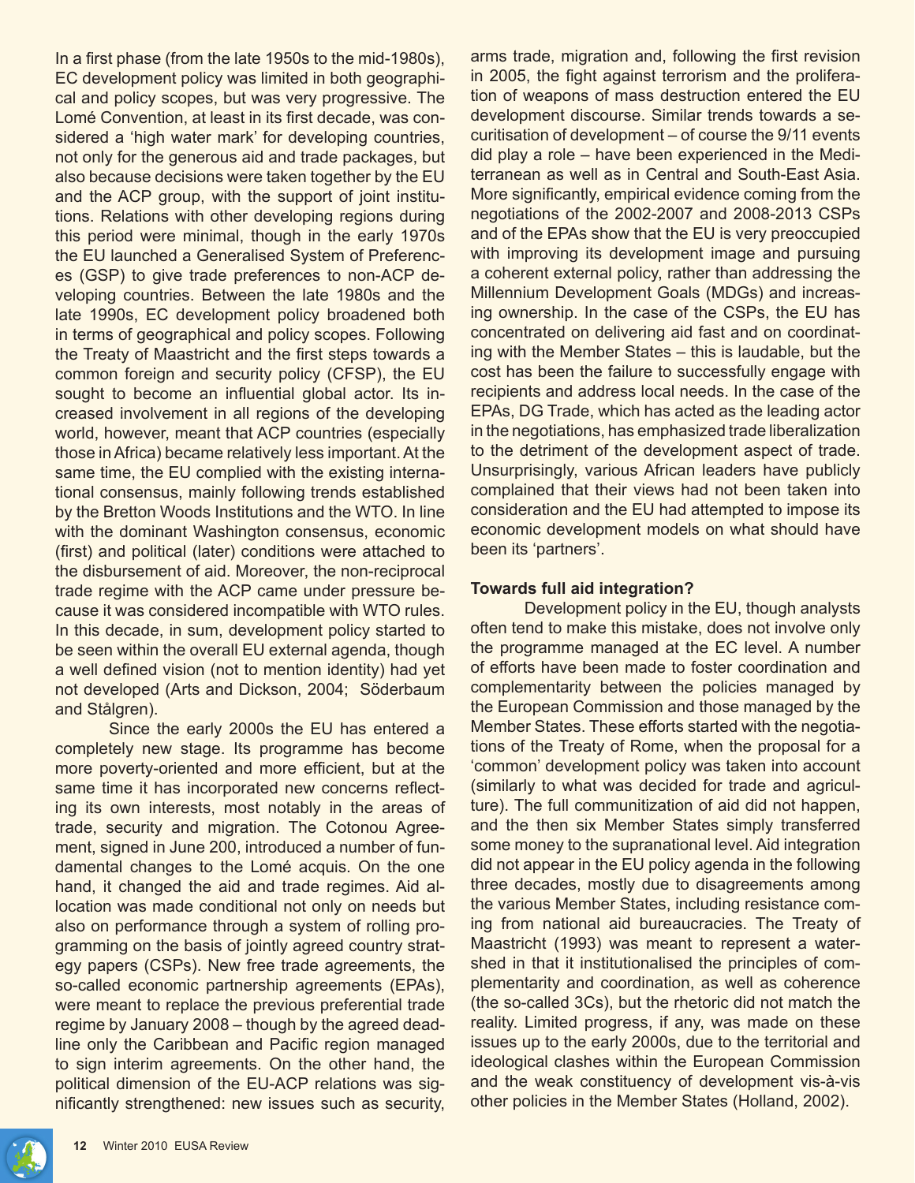In a first phase (from the late 1950s to the mid-1980s), EC development policy was limited in both geographical and policy scopes, but was very progressive. The Lomé Convention, at least in its first decade, was considered a 'high water mark' for developing countries, not only for the generous aid and trade packages, but also because decisions were taken together by the EU and the ACP group, with the support of joint institutions. Relations with other developing regions during this period were minimal, though in the early 1970s the EU launched a Generalised System of Preferences (GSP) to give trade preferences to non-ACP developing countries. Between the late 1980s and the late 1990s, EC development policy broadened both in terms of geographical and policy scopes. Following the Treaty of Maastricht and the first steps towards a common foreign and security policy (CFSP), the EU sought to become an influential global actor. Its increased involvement in all regions of the developing world, however, meant that ACP countries (especially those in Africa) became relatively less important. At the same time, the EU complied with the existing international consensus, mainly following trends established by the Bretton Woods Institutions and the WTO. In line with the dominant Washington consensus, economic (first) and political (later) conditions were attached to the disbursement of aid. Moreover, the non-reciprocal trade regime with the ACP came under pressure because it was considered incompatible with WTO rules. In this decade, in sum, development policy started to be seen within the overall EU external agenda, though a well defined vision (not to mention identity) had yet not developed (Arts and Dickson, 2004; Söderbaum and Stålgren).

Since the early 2000s the EU has entered a completely new stage. Its programme has become more poverty-oriented and more efficient, but at the same time it has incorporated new concerns reflecting its own interests, most notably in the areas of trade, security and migration. The Cotonou Agreement, signed in June 200, introduced a number of fundamental changes to the Lomé acquis. On the one hand, it changed the aid and trade regimes. Aid allocation was made conditional not only on needs but also on performance through a system of rolling programming on the basis of jointly agreed country strategy papers (CSPs). New free trade agreements, the so-called economic partnership agreements (EPAs), were meant to replace the previous preferential trade regime by January 2008 – though by the agreed deadline only the Caribbean and Pacific region managed to sign interim agreements. On the other hand, the political dimension of the EU-ACP relations was significantly strengthened: new issues such as security, arms trade, migration and, following the first revision in 2005, the fight against terrorism and the proliferation of weapons of mass destruction entered the EU development discourse. Similar trends towards a securitisation of development – of course the 9/11 events did play a role – have been experienced in the Mediterranean as well as in Central and South-East Asia. More significantly, empirical evidence coming from the negotiations of the 2002-2007 and 2008-2013 CSPs and of the EPAs show that the EU is very preoccupied with improving its development image and pursuing a coherent external policy, rather than addressing the Millennium Development Goals (MDGs) and increasing ownership. In the case of the CSPs, the EU has concentrated on delivering aid fast and on coordinating with the Member States – this is laudable, but the cost has been the failure to successfully engage with recipients and address local needs. In the case of the EPAs, DG Trade, which has acted as the leading actor in the negotiations, has emphasized trade liberalization to the detriment of the development aspect of trade. Unsurprisingly, various African leaders have publicly complained that their views had not been taken into consideration and the EU had attempted to impose its economic development models on what should have been its 'partners'.

**Towards full aid integration?**

Development policy in the EU, though analysts often tend to make this mistake, does not involve only the programme managed at the EC level. A number of efforts have been made to foster coordination and complementarity between the policies managed by the European Commission and those managed by the Member States. These efforts started with the negotiations of the Treaty of Rome, when the proposal for a 'common' development policy was taken into account (similarly to what was decided for trade and agriculture). The full communitization of aid did not happen, and the then six Member States simply transferred some money to the supranational level. Aid integration did not appear in the EU policy agenda in the following three decades, mostly due to disagreements among the various Member States, including resistance coming from national aid bureaucracies. The Treaty of Maastricht (1993) was meant to represent a watershed in that it institutionalised the principles of complementarity and coordination, as well as coherence (the so-called 3Cs), but the rhetoric did not match the reality. Limited progress, if any, was made on these issues up to the early 2000s, due to the territorial and ideological clashes within the European Commission and the weak constituency of development vis-à-vis other policies in the Member States (Holland, 2002).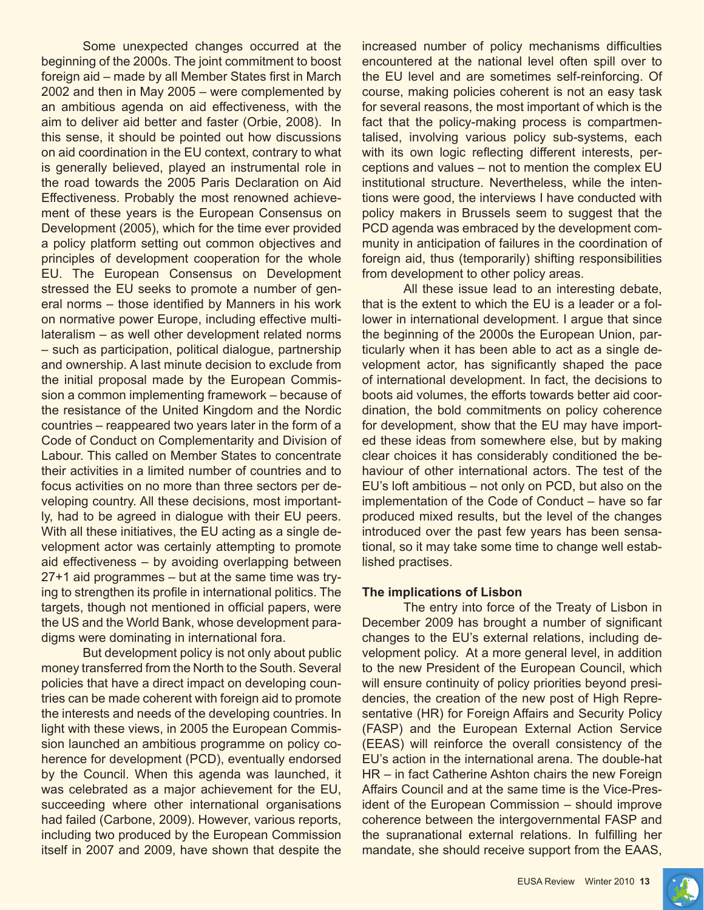Some unexpected changes occurred at the beginning of the 2000s. The joint commitment to boost foreign aid – made by all Member States first in March 2002 and then in May 2005 – were complemented by an ambitious agenda on aid effectiveness, with the aim to deliver aid better and faster (Orbie, 2008). In this sense, it should be pointed out how discussions on aid coordination in the EU context, contrary to what is generally believed, played an instrumental role in the road towards the 2005 Paris Declaration on Aid Effectiveness. Probably the most renowned achievement of these years is the European Consensus on Development (2005), which for the time ever provided a policy platform setting out common objectives and principles of development cooperation for the whole EU. The European Consensus on Development stressed the EU seeks to promote a number of general norms – those identified by Manners in his work on normative power Europe, including effective multilateralism – as well other development related norms – such as participation, political dialogue, partnership and ownership. A last minute decision to exclude from the initial proposal made by the European Commission a common implementing framework – because of the resistance of the United Kingdom and the Nordic countries – reappeared two years later in the form of a Code of Conduct on Complementarity and Division of Labour. This called on Member States to concentrate their activities in a limited number of countries and to focus activities on no more than three sectors per developing country. All these decisions, most importantly, had to be agreed in dialogue with their EU peers. With all these initiatives, the EU acting as a single development actor was certainly attempting to promote aid effectiveness – by avoiding overlapping between 27+1 aid programmes – but at the same time was trying to strengthen its profile in international politics. The targets, though not mentioned in official papers, were the US and the World Bank, whose development paradigms were dominating in international fora.

But development policy is not only about public money transferred from the North to the South. Several policies that have a direct impact on developing countries can be made coherent with foreign aid to promote the interests and needs of the developing countries. In light with these views, in 2005 the European Commission launched an ambitious programme on policy coherence for development (PCD), eventually endorsed by the Council. When this agenda was launched, it was celebrated as a major achievement for the EU, succeeding where other international organisations had failed (Carbone, 2009). However, various reports, including two produced by the European Commission itself in 2007 and 2009, have shown that despite the increased number of policy mechanisms difficulties encountered at the national level often spill over to the EU level and are sometimes self-reinforcing. Of course, making policies coherent is not an easy task for several reasons, the most important of which is the fact that the policy-making process is compartmentalised, involving various policy sub-systems, each with its own logic reflecting different interests, perceptions and values – not to mention the complex EU institutional structure. Nevertheless, while the intentions were good, the interviews I have conducted with policy makers in Brussels seem to suggest that the PCD agenda was embraced by the development community in anticipation of failures in the coordination of foreign aid, thus (temporarily) shifting responsibilities from development to other policy areas.

All these issue lead to an interesting debate, that is the extent to which the EU is a leader or a follower in international development. I argue that since the beginning of the 2000s the European Union, particularly when it has been able to act as a single development actor, has significantly shaped the pace of international development. In fact, the decisions to boots aid volumes, the efforts towards better aid coordination, the bold commitments on policy coherence for development, show that the EU may have imported these ideas from somewhere else, but by making clear choices it has considerably conditioned the behaviour of other international actors. The test of the EU's loft ambitious – not only on PCD, but also on the implementation of the Code of Conduct – have so far produced mixed results, but the level of the changes introduced over the past few years has been sensational, so it may take some time to change well established practises.

**The implications of Lisbon**

The entry into force of the Treaty of Lisbon in December 2009 has brought a number of significant changes to the EU's external relations, including development policy. At a more general level, in addition to the new President of the European Council, which will ensure continuity of policy priorities beyond presidencies, the creation of the new post of High Representative (HR) for Foreign Affairs and Security Policy (FASP) and the European External Action Service (EEAS) will reinforce the overall consistency of the EU's action in the international arena. The double-hat HR – in fact Catherine Ashton chairs the new Foreign Affairs Council and at the same time is the Vice-President of the European Commission – should improve coherence between the intergovernmental FASP and the supranational external relations. In fulfilling her mandate, she should receive support from the EAAS,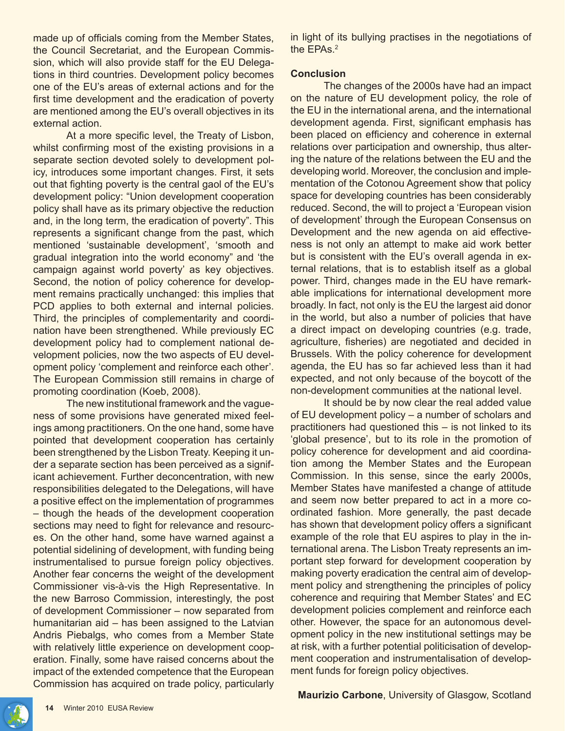made up of officials coming from the Member States, the Council Secretariat, and the European Commission, which will also provide staff for the EU Delegations in third countries. Development policy becomes one of the EU's areas of external actions and for the first time development and the eradication of poverty are mentioned among the EU's overall objectives in its external action.

At a more specific level, the Treaty of Lisbon, whilst confirming most of the existing provisions in a separate section devoted solely to development policy, introduces some important changes. First, it sets out that fighting poverty is the central gaol of the EU's development policy: "Union development cooperation policy shall have as its primary objective the reduction and, in the long term, the eradication of poverty". This represents a significant change from the past, which mentioned 'sustainable development', 'smooth and gradual integration into the world economy" and 'the campaign against world poverty' as key objectives. Second, the notion of policy coherence for development remains practically unchanged: this implies that PCD applies to both external and internal policies. Third, the principles of complementarity and coordination have been strengthened. While previously EC development policy had to complement national development policies, now the two aspects of EU development policy 'complement and reinforce each other'. The European Commission still remains in charge of promoting coordination (Koeb, 2008).

The new institutional framework and the vagueness of some provisions have generated mixed feelings among practitioners. On the one hand, some have pointed that development cooperation has certainly been strengthened by the Lisbon Treaty. Keeping it under a separate section has been perceived as a significant achievement. Further deconcentration, with new responsibilities delegated to the Delegations, will have a positive effect on the implementation of programmes – though the heads of the development cooperation sections may need to fight for relevance and resources. On the other hand, some have warned against a potential sidelining of development, with funding being instrumentalised to pursue foreign policy objectives. Another fear concerns the weight of the development Commissioner vis-à-vis the High Representative. In the new Barroso Commission, interestingly, the post of development Commissioner – now separated from humanitarian aid – has been assigned to the Latvian Andris Piebalgs, who comes from a Member State with relatively little experience on development cooperation. Finally, some have raised concerns about the impact of the extended competence that the European Commission has acquired on trade policy, particularly in light of its bullying practises in the negotiations of the EPAs.[2]

## Conclusion

The changes of the 2000s have had an impact on the nature of EU development policy, the role of the EU in the international arena, and the international development agenda. First, significant emphasis has been placed on efficiency and coherence in external relations over participation and ownership, thus altering the nature of the relations between the EU and the developing world. Moreover, the conclusion and implementation of the Cotonou Agreement show that policy space for developing countries has been considerably reduced. Second, the will to project a 'European vision of development' through the European Consensus on Development and the new agenda on aid effectiveness is not only an attempt to make aid work better but is consistent with the EU's overall agenda in external relations, that is to establish itself as a global power. Third, changes made in the EU have remarkable implications for international development more broadly. In fact, not only is the EU the largest aid donor in the world, but also a number of policies that have a direct impact on developing countries (e.g. trade, agriculture, fisheries) are negotiated and decided in Brussels. With the policy coherence for development agenda, the EU has so far achieved less than it had expected, and not only because of the boycott of the non-development communities at the national level.

It should be by now clear the real added value of EU development policy – a number of scholars and practitioners had questioned this – is not linked to its 'global presence', but to its role in the promotion of policy coherence for development and aid coordination among the Member States and the European Commission. In this sense, since the early 2000s, Member States have manifested a change of attitude and seem now better prepared to act in a more coordinated fashion. More generally, the past decade has shown that development policy offers a significant example of the role that EU aspires to play in the international arena. The Lisbon Treaty represents an important step forward for development cooperation by making poverty eradication the central aim of development policy and strengthening the principles of policy coherence and requiring that Member States' and EC development policies complement and reinforce each other. However, the space for an autonomous development policy in the new institutional settings may be at risk, with a further potential politicisation of development cooperation and instrumentalisation of development funds for foreign policy objectives.

**Maurizio Carbone**, University of Glasgow, Scotland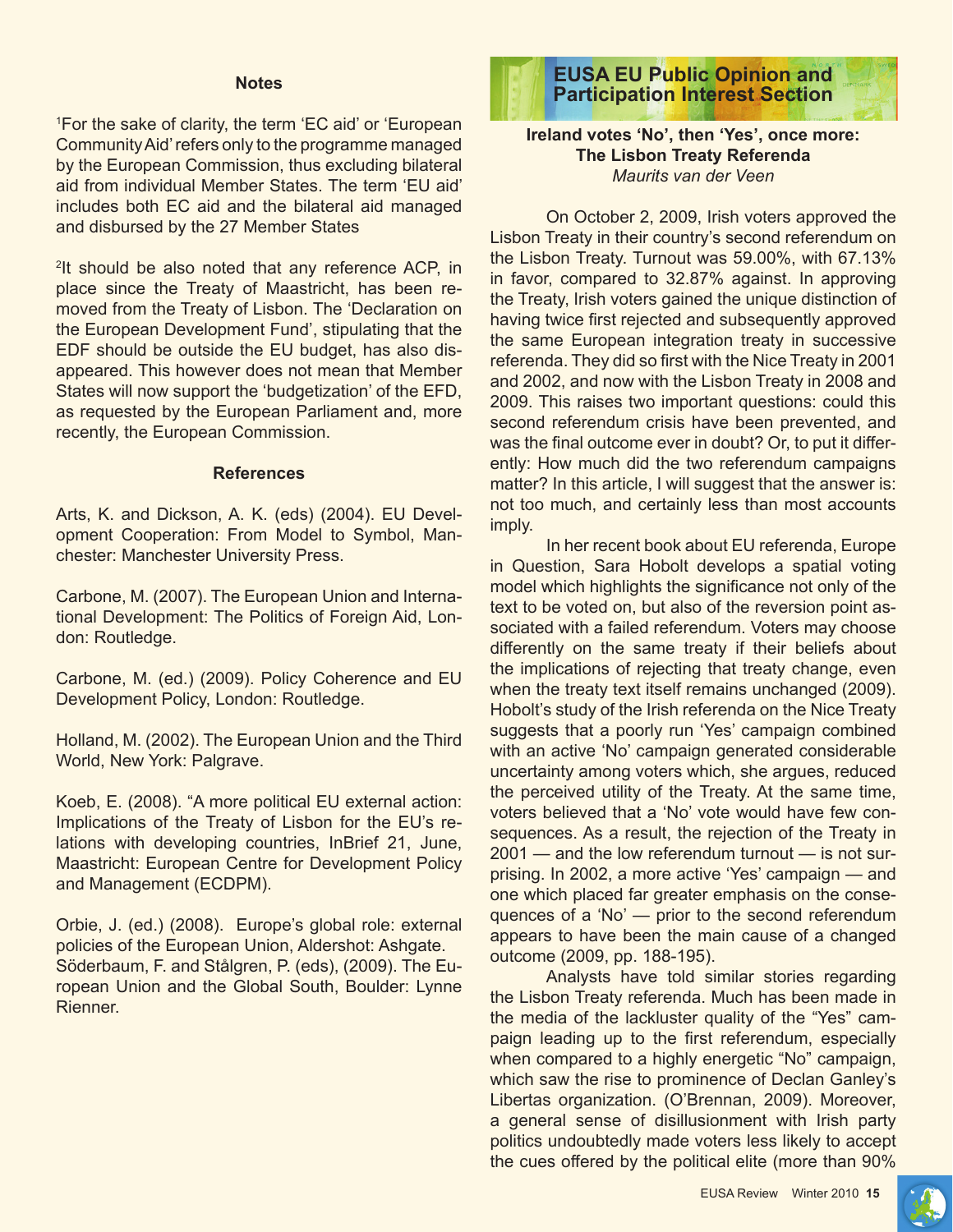### Notes

[1]For the sake of clarity, the term 'EC aid' or 'European Community Aid' refers only to the programme managed by the European Commission, thus excluding bilateral aid from individual Member States. The term 'EU aid' includes both EC aid and the bilateral aid managed and disbursed by the 27 Member States

[2]It should be also noted that any reference ACP, in place since the Treaty of Maastricht, has been removed from the Treaty of Lisbon. The 'Declaration on the European Development Fund', stipulating that the EDF should be outside the EU budget, has also disappeared. This however does not mean that Member States will now support the 'budgetization' of the EFD, as requested by the European Parliament and, more recently, the European Commission.

### References

Arts, K. and Dickson, A. K. (eds) (2004). EU Development Cooperation: From Model to Symbol, Manchester: Manchester University Press.

Carbone, M. (2007). The European Union and International Development: The Politics of Foreign Aid, London: Routledge.

Carbone, M. (ed.) (2009). Policy Coherence and EU Development Policy, London: Routledge.

Holland, M. (2002). The European Union and the Third World, New York: Palgrave.

Koeb, E. (2008). "A more political EU external action: Implications of the Treaty of Lisbon for the EU's relations with developing countries, InBrief 21, June, Maastricht: European Centre for Development Policy and Management (ECDPM).

Orbie, J. (ed.) (2008). Europe's global role: external policies of the European Union, Aldershot: Ashgate.
Söderbaum, F. and Stålgren, P. (eds), (2009). The European Union and the Global South, Boulder: Lynne Rienner.

## EUSA EU Public Opinion and Participation Interest Section

**Ireland votes 'No', then 'Yes', once more: The Lisbon Treaty Referenda**
*Maurits van der Veen*

On October 2, 2009, Irish voters approved the Lisbon Treaty in their country's second referendum on the Lisbon Treaty. Turnout was 59.00%, with 67.13% in favor, compared to 32.87% against. In approving the Treaty, Irish voters gained the unique distinction of having twice first rejected and subsequently approved the same European integration treaty in successive referenda. They did so first with the Nice Treaty in 2001 and 2002, and now with the Lisbon Treaty in 2008 and 2009. This raises two important questions: could this second referendum crisis have been prevented, and was the final outcome ever in doubt? Or, to put it differently: How much did the two referendum campaigns matter? In this article, I will suggest that the answer is: not too much, and certainly less than most accounts imply.

In her recent book about EU referenda, Europe in Question, Sara Hobolt develops a spatial voting model which highlights the significance not only of the text to be voted on, but also of the reversion point associated with a failed referendum. Voters may choose differently on the same treaty if their beliefs about the implications of rejecting that treaty change, even when the treaty text itself remains unchanged (2009). Hobolt's study of the Irish referenda on the Nice Treaty suggests that a poorly run 'Yes' campaign combined with an active 'No' campaign generated considerable uncertainty among voters which, she argues, reduced the perceived utility of the Treaty. At the same time, voters believed that a 'No' vote would have few consequences. As a result, the rejection of the Treaty in 2001 — and the low referendum turnout — is not surprising. In 2002, a more active 'Yes' campaign — and one which placed far greater emphasis on the consequences of a 'No' — prior to the second referendum appears to have been the main cause of a changed outcome (2009, pp. 188-195).

Analysts have told similar stories regarding the Lisbon Treaty referenda. Much has been made in the media of the lackluster quality of the "Yes" campaign leading up to the first referendum, especially when compared to a highly energetic "No" campaign, which saw the rise to prominence of Declan Ganley's Libertas organization. (O'Brennan, 2009). Moreover, a general sense of disillusionment with Irish party politics undoubtedly made voters less likely to accept the cues offered by the political elite (more than 90%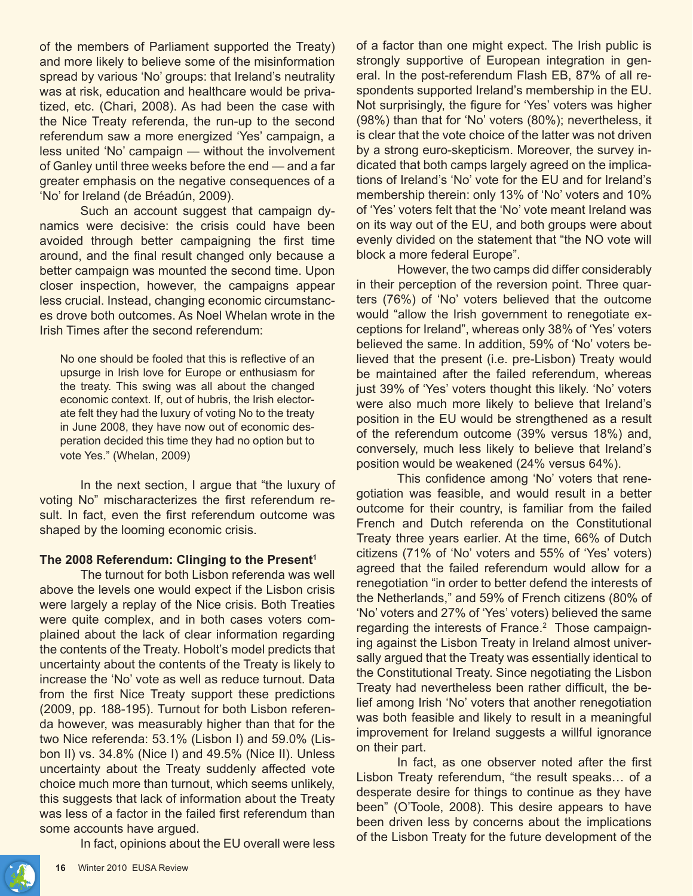of the members of Parliament supported the Treaty) and more likely to believe some of the misinformation spread by various 'No' groups: that Ireland's neutrality was at risk, education and healthcare would be privatized, etc. (Chari, 2008). As had been the case with the Nice Treaty referenda, the run-up to the second referendum saw a more energized 'Yes' campaign, a less united 'No' campaign — without the involvement of Ganley until three weeks before the end — and a far greater emphasis on the negative consequences of a 'No' for Ireland (de Bréadún, 2009).

Such an account suggest that campaign dynamics were decisive: the crisis could have been avoided through better campaigning the first time around, and the final result changed only because a better campaign was mounted the second time. Upon closer inspection, however, the campaigns appear less crucial. Instead, changing economic circumstances drove both outcomes. As Noel Whelan wrote in the Irish Times after the second referendum:

> No one should be fooled that this is reflective of an upsurge in Irish love for Europe or enthusiasm for the treaty. This swing was all about the changed economic context. If, out of hubris, the Irish electorate felt they had the luxury of voting No to the treaty in June 2008, they have now out of economic desperation decided this time they had no option but to vote Yes." (Whelan, 2009)

In the next section, I argue that "the luxury of voting No" mischaracterizes the first referendum result. In fact, even the first referendum outcome was shaped by the looming economic crisis.

### The 2008 Referendum: Clinging to the Present[1]

The turnout for both Lisbon referenda was well above the levels one would expect if the Lisbon crisis were largely a replay of the Nice crisis. Both Treaties were quite complex, and in both cases voters complained about the lack of clear information regarding the contents of the Treaty. Hobolt's model predicts that uncertainty about the contents of the Treaty is likely to increase the 'No' vote as well as reduce turnout. Data from the first Nice Treaty support these predictions (2009, pp. 188-195). Turnout for both Lisbon referenda however, was measurably higher than that for the two Nice referenda: 53.1% (Lisbon I) and 59.0% (Lisbon II) vs. 34.8% (Nice I) and 49.5% (Nice II). Unless uncertainty about the Treaty suddenly affected vote choice much more than turnout, which seems unlikely, this suggests that lack of information about the Treaty was less of a factor in the failed first referendum than some accounts have argued.

In fact, opinions about the EU overall were less of a factor than one might expect. The Irish public is strongly supportive of European integration in general. In the post-referendum Flash EB, 87% of all respondents supported Ireland's membership in the EU. Not surprisingly, the figure for 'Yes' voters was higher (98%) than that for 'No' voters (80%); nevertheless, it is clear that the vote choice of the latter was not driven by a strong euro-skepticism. Moreover, the survey indicated that both camps largely agreed on the implications of Ireland's 'No' vote for the EU and for Ireland's membership therein: only 13% of 'No' voters and 10% of 'Yes' voters felt that the 'No' vote meant Ireland was on its way out of the EU, and both groups were about evenly divided on the statement that "the NO vote will block a more federal Europe".

However, the two camps did differ considerably in their perception of the reversion point. Three quarters (76%) of 'No' voters believed that the outcome would "allow the Irish government to renegotiate exceptions for Ireland", whereas only 38% of 'Yes' voters believed the same. In addition, 59% of 'No' voters believed that the present (i.e. pre-Lisbon) Treaty would be maintained after the failed referendum, whereas just 39% of 'Yes' voters thought this likely. 'No' voters were also much more likely to believe that Ireland's position in the EU would be strengthened as a result of the referendum outcome (39% versus 18%) and, conversely, much less likely to believe that Ireland's position would be weakened (24% versus 64%).

This confidence among 'No' voters that renegotiation was feasible, and would result in a better outcome for their country, is familiar from the failed French and Dutch referenda on the Constitutional Treaty three years earlier. At the time, 66% of Dutch citizens (71% of 'No' voters and 55% of 'Yes' voters) agreed that the failed referendum would allow for a renegotiation "in order to better defend the interests of the Netherlands," and 59% of French citizens (80% of 'No' voters and 27% of 'Yes' voters) believed the same regarding the interests of France.[2] Those campaigning against the Lisbon Treaty in Ireland almost universally argued that the Treaty was essentially identical to the Constitutional Treaty. Since negotiating the Lisbon Treaty had nevertheless been rather difficult, the belief among Irish 'No' voters that another renegotiation was both feasible and likely to result in a meaningful improvement for Ireland suggests a willful ignorance on their part.

In fact, as one observer noted after the first Lisbon Treaty referendum, "the result speaks… of a desperate desire for things to continue as they have been" (O'Toole, 2008). This desire appears to have been driven less by concerns about the implications of the Lisbon Treaty for the future development of the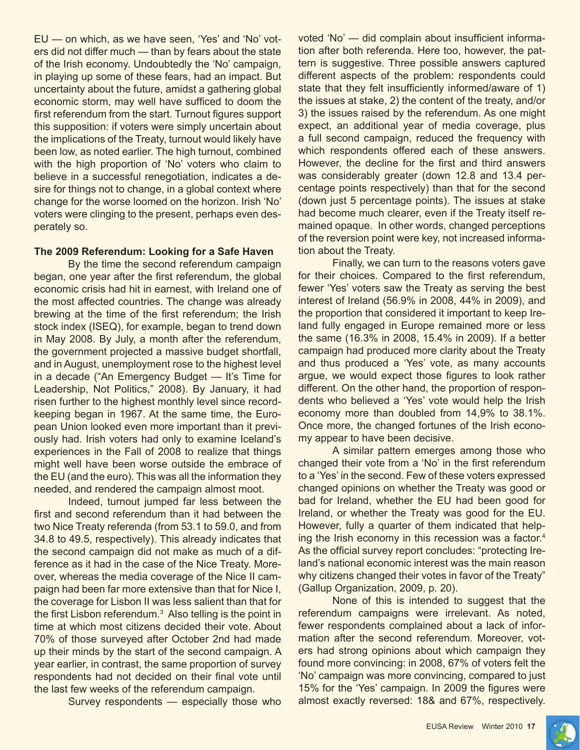EU — on which, as we have seen, 'Yes' and 'No' voters did not differ much — than by fears about the state of the Irish economy. Undoubtedly the 'No' campaign, in playing up some of these fears, had an impact. But uncertainty about the future, amidst a gathering global economic storm, may well have sufficed to doom the first referendum from the start. Turnout figures support this supposition: if voters were simply uncertain about the implications of the Treaty, turnout would likely have been low, as noted earlier. The high turnout, combined with the high proportion of 'No' voters who claim to believe in a successful renegotiation, indicates a desire for things not to change, in a global context where change for the worse loomed on the horizon. Irish 'No' voters were clinging to the present, perhaps even desperately so.

**The 2009 Referendum: Looking for a Safe Haven**

By the time the second referendum campaign began, one year after the first referendum, the global economic crisis had hit in earnest, with Ireland one of the most affected countries. The change was already brewing at the time of the first referendum; the Irish stock index (ISEQ), for example, began to trend down in May 2008. By July, a month after the referendum, the government projected a massive budget shortfall, and in August, unemployment rose to the highest level in a decade ("An Emergency Budget — It's Time for Leadership, Not Politics," 2008). By January, it had risen further to the highest monthly level since record-keeping began in 1967. At the same time, the European Union looked even more important than it previously had. Irish voters had only to examine Iceland's experiences in the Fall of 2008 to realize that things might well have been worse outside the embrace of the EU (and the euro). This was all the information they needed, and rendered the campaign almost moot.

Indeed, turnout jumped far less between the first and second referendum than it had between the two Nice Treaty referenda (from 53.1 to 59.0, and from 34.8 to 49.5, respectively). This already indicates that the second campaign did not make as much of a difference as it had in the case of the Nice Treaty. Moreover, whereas the media coverage of the Nice II campaign had been far more extensive than that for Nice I, the coverage for Lisbon II was less salient than that for the first Lisbon referendum.[3] Also telling is the point in time at which most citizens decided their vote. About 70% of those surveyed after October 2nd had made up their minds by the start of the second campaign. A year earlier, in contrast, the same proportion of survey respondents had not decided on their final vote until the last few weeks of the referendum campaign.

Survey respondents — especially those who voted 'No' — did complain about insufficient information after both referenda. Here too, however, the pattern is suggestive. Three possible answers captured different aspects of the problem: respondents could state that they felt insufficiently informed/aware of 1) the issues at stake, 2) the content of the treaty, and/or 3) the issues raised by the referendum. As one might expect, an additional year of media coverage, plus a full second campaign, reduced the frequency with which respondents offered each of these answers. However, the decline for the first and third answers was considerably greater (down 12.8 and 13.4 percentage points respectively) than that for the second (down just 5 percentage points). The issues at stake had become much clearer, even if the Treaty itself remained opaque. In other words, changed perceptions of the reversion point were key, not increased information about the Treaty.

Finally, we can turn to the reasons voters gave for their choices. Compared to the first referendum, fewer 'Yes' voters saw the Treaty as serving the best interest of Ireland (56.9% in 2008, 44% in 2009), and the proportion that considered it important to keep Ireland fully engaged in Europe remained more or less the same (16.3% in 2008, 15.4% in 2009). If a better campaign had produced more clarity about the Treaty and thus produced a 'Yes' vote, as many accounts argue, we would expect those figures to look rather different. On the other hand, the proportion of respondents who believed a 'Yes' vote would help the Irish economy more than doubled from 14,9% to 38.1%. Once more, the changed fortunes of the Irish economy appear to have been decisive.

A similar pattern emerges among those who changed their vote from a 'No' in the first referendum to a 'Yes' in the second. Few of these voters expressed changed opinions on whether the Treaty was good or bad for Ireland, whether the EU had been good for Ireland, or whether the Treaty was good for the EU. However, fully a quarter of them indicated that helping the Irish economy in this recession was a factor.[4] As the official survey report concludes: "protecting Ireland's national economic interest was the main reason why citizens changed their votes in favor of the Treaty" (Gallup Organization, 2009, p. 20).

None of this is intended to suggest that the referendum campaigns were irrelevant. As noted, fewer respondents complained about a lack of information after the second referendum. Moreover, voters had strong opinions about which campaign they found more convincing: in 2008, 67% of voters felt the 'No' campaign was more convincing, compared to just 15% for the 'Yes' campaign. In 2009 the figures were almost exactly reversed: 18& and 67%, respectively.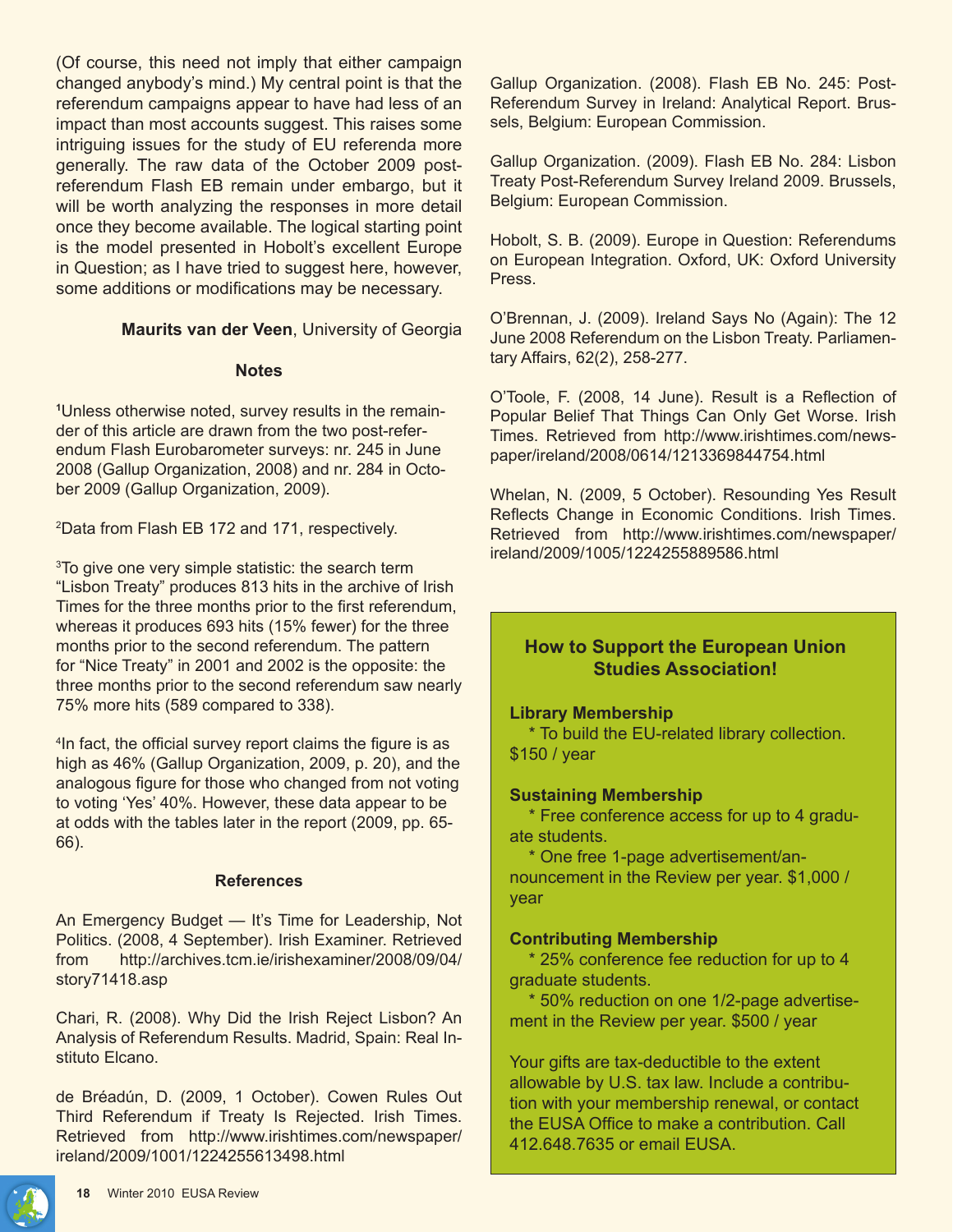(Of course, this need not imply that either campaign changed anybody's mind.) My central point is that the referendum campaigns appear to have had less of an impact than most accounts suggest. This raises some intriguing issues for the study of EU referenda more generally. The raw data of the October 2009 post-referendum Flash EB remain under embargo, but it will be worth analyzing the responses in more detail once they become available. The logical starting point is the model presented in Hobolt's excellent Europe in Question; as I have tried to suggest here, however, some additions or modifications may be necessary.

**Maurits van der Veen**, University of Georgia

### Notes

[1]Unless otherwise noted, survey results in the remainder of this article are drawn from the two post-referendum Flash Eurobarometer surveys: nr. 245 in June 2008 (Gallup Organization, 2008) and nr. 284 in October 2009 (Gallup Organization, 2009).

[2]Data from Flash EB 172 and 171, respectively.

[3]To give one very simple statistic: the search term "Lisbon Treaty" produces 813 hits in the archive of Irish Times for the three months prior to the first referendum, whereas it produces 693 hits (15% fewer) for the three months prior to the second referendum. The pattern for "Nice Treaty" in 2001 and 2002 is the opposite: the three months prior to the second referendum saw nearly 75% more hits (589 compared to 338).

[4]In fact, the official survey report claims the figure is as high as 46% (Gallup Organization, 2009, p. 20), and the analogous figure for those who changed from not voting to voting 'Yes' 40%. However, these data appear to be at odds with the tables later in the report (2009, pp. 65-66).

### References

An Emergency Budget — It's Time for Leadership, Not Politics. (2008, 4 September). Irish Examiner. Retrieved from http://archives.tcm.ie/irishexaminer/2008/09/04/story71418.asp

Chari, R. (2008). Why Did the Irish Reject Lisbon? An Analysis of Referendum Results. Madrid, Spain: Real Instituto Elcano.

de Bréadún, D. (2009, 1 October). Cowen Rules Out Third Referendum if Treaty Is Rejected. Irish Times. Retrieved from http://www.irishtimes.com/newspaper/ireland/2009/1001/1224255613498.html

Gallup Organization. (2008). Flash EB No. 245: Post-Referendum Survey in Ireland: Analytical Report. Brussels, Belgium: European Commission.

Gallup Organization. (2009). Flash EB No. 284: Lisbon Treaty Post-Referendum Survey Ireland 2009. Brussels, Belgium: European Commission.

Hobolt, S. B. (2009). Europe in Question: Referendums on European Integration. Oxford, UK: Oxford University Press.

O'Brennan, J. (2009). Ireland Says No (Again): The 12 June 2008 Referendum on the Lisbon Treaty. Parliamentary Affairs, 62(2), 258-277.

O'Toole, F. (2008, 14 June). Result is a Reflection of Popular Belief That Things Can Only Get Worse. Irish Times. Retrieved from http://www.irishtimes.com/newspaper/ireland/2008/0614/1213369844754.html

Whelan, N. (2009, 5 October). Resounding Yes Result Reflects Change in Economic Conditions. Irish Times. Retrieved from http://www.irishtimes.com/newspaper/ireland/2009/1005/1224255889586.html

### How to Support the European Union Studies Association!

**Library Membership**
* To build the EU-related library collection. $150 / year

**Sustaining Membership**
* Free conference access for up to 4 graduate students.
* One free 1-page advertisement/announcement in the Review per year. $1,000 / year

**Contributing Membership**
* 25% conference fee reduction for up to 4 graduate students.
* 50% reduction on one 1/2-page advertisement in the Review per year. $500 / year

Your gifts are tax-deductible to the extent allowable by U.S. tax law. Include a contribution with your membership renewal, or contact the EUSA Office to make a contribution. Call 412.648.7635 or email EUSA.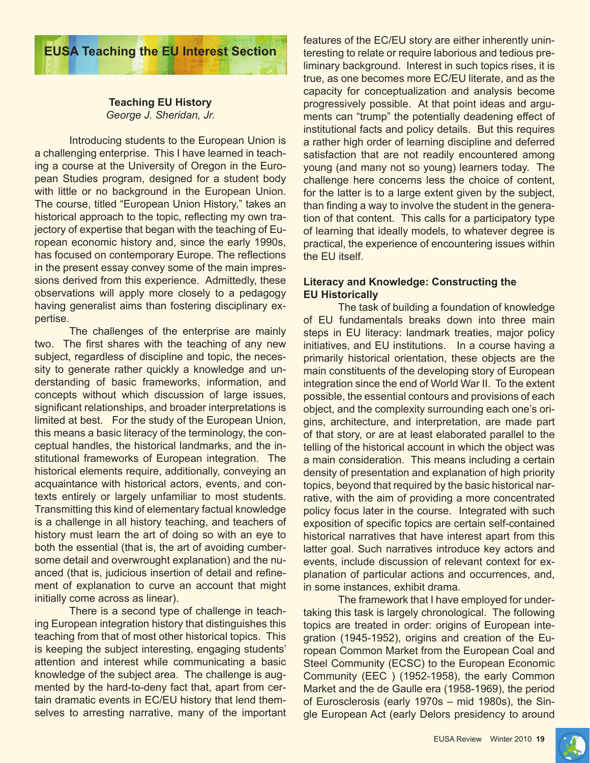## EUSA Teaching the EU Interest Section

### Teaching EU History

*George J. Sheridan, Jr.*

Introducing students to the European Union is a challenging enterprise. This I have learned in teaching a course at the University of Oregon in the European Studies program, designed for a student body with little or no background in the European Union. The course, titled "European Union History," takes an historical approach to the topic, reflecting my own trajectory of expertise that began with the teaching of European economic history and, since the early 1990s, has focused on contemporary Europe. The reflections in the present essay convey some of the main impressions derived from this experience. Admittedly, these observations will apply more closely to a pedagogy having generalist aims than fostering disciplinary expertise.

The challenges of the enterprise are mainly two. The first shares with the teaching of any new subject, regardless of discipline and topic, the necessity to generate rather quickly a knowledge and understanding of basic frameworks, information, and concepts without which discussion of large issues, significant relationships, and broader interpretations is limited at best. For the study of the European Union, this means a basic literacy of the terminology, the conceptual handles, the historical landmarks, and the institutional frameworks of European integration. The historical elements require, additionally, conveying an acquaintance with historical actors, events, and contexts entirely or largely unfamiliar to most students. Transmitting this kind of elementary factual knowledge is a challenge in all history teaching, and teachers of history must learn the art of doing so with an eye to both the essential (that is, the art of avoiding cumbersome detail and overwrought explanation) and the nuanced (that is, judicious insertion of detail and refinement of explanation to curve an account that might initially come across as linear).

There is a second type of challenge in teaching European integration history that distinguishes this teaching from that of most other historical topics. This is keeping the subject interesting, engaging students' attention and interest while communicating a basic knowledge of the subject area. The challenge is augmented by the hard-to-deny fact that, apart from certain dramatic events in EC/EU history that lend themselves to arresting narrative, many of the important features of the EC/EU story are either inherently uninteresting to relate or require laborious and tedious preliminary background. Interest in such topics rises, it is true, as one becomes more EC/EU literate, and as the capacity for conceptualization and analysis become progressively possible. At that point ideas and arguments can "trump" the potentially deadening effect of institutional facts and policy details. But this requires a rather high order of learning discipline and deferred satisfaction that are not readily encountered among young (and many not so young) learners today. The challenge here concerns less the choice of content, for the latter is to a large extent given by the subject, than finding a way to involve the student in the generation of that content. This calls for a participatory type of learning that ideally models, to whatever degree is practical, the experience of encountering issues within the EU itself.

#### Literacy and Knowledge: Constructing the EU Historically

The task of building a foundation of knowledge of EU fundamentals breaks down into three main steps in EU literacy: landmark treaties, major policy initiatives, and EU institutions. In a course having a primarily historical orientation, these objects are the main constituents of the developing story of European integration since the end of World War II. To the extent possible, the essential contours and provisions of each object, and the complexity surrounding each one's origins, architecture, and interpretation, are made part of that story, or are at least elaborated parallel to the telling of the historical account in which the object was a main consideration. This means including a certain density of presentation and explanation of high priority topics, beyond that required by the basic historical narrative, with the aim of providing a more concentrated policy focus later in the course. Integrated with such exposition of specific topics are certain self-contained historical narratives that have interest apart from this latter goal. Such narratives introduce key actors and events, include discussion of relevant context for explanation of particular actions and occurrences, and, in some instances, exhibit drama.

The framework that I have employed for undertaking this task is largely chronological. The following topics are treated in order: origins of European integration (1945-1952), origins and creation of the European Common Market from the European Coal and Steel Community (ECSC) to the European Economic Community (EEC ) (1952-1958), the early Common Market and the de Gaulle era (1958-1969), the period of Eurosclerosis (early 1970s – mid 1980s), the Single European Act (early Delors presidency to around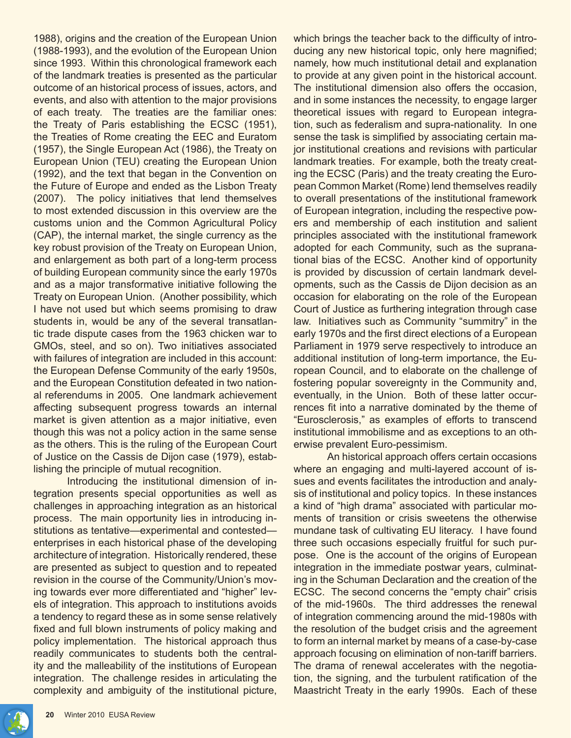1988), origins and the creation of the European Union (1988-1993), and the evolution of the European Union since 1993. Within this chronological framework each of the landmark treaties is presented as the particular outcome of an historical process of issues, actors, and events, and also with attention to the major provisions of each treaty. The treaties are the familiar ones: the Treaty of Paris establishing the ECSC (1951), the Treaties of Rome creating the EEC and Euratom (1957), the Single European Act (1986), the Treaty on European Union (TEU) creating the European Union (1992), and the text that began in the Convention on the Future of Europe and ended as the Lisbon Treaty (2007). The policy initiatives that lend themselves to most extended discussion in this overview are the customs union and the Common Agricultural Policy (CAP), the internal market, the single currency as the key robust provision of the Treaty on European Union, and enlargement as both part of a long-term process of building European community since the early 1970s and as a major transformative initiative following the Treaty on European Union. (Another possibility, which I have not used but which seems promising to draw students in, would be any of the several transatlantic trade dispute cases from the 1963 chicken war to GMOs, steel, and so on). Two initiatives associated with failures of integration are included in this account: the European Defense Community of the early 1950s, and the European Constitution defeated in two national referendums in 2005. One landmark achievement affecting subsequent progress towards an internal market is given attention as a major initiative, even though this was not a policy action in the same sense as the others. This is the ruling of the European Court of Justice on the Cassis de Dijon case (1979), establishing the principle of mutual recognition.

Introducing the institutional dimension of integration presents special opportunities as well as challenges in approaching integration as an historical process. The main opportunity lies in introducing institutions as tentative—experimental and contested—enterprises in each historical phase of the developing architecture of integration. Historically rendered, these are presented as subject to question and to repeated revision in the course of the Community/Union's moving towards ever more differentiated and "higher" levels of integration. This approach to institutions avoids a tendency to regard these as in some sense relatively fixed and full blown instruments of policy making and policy implementation. The historical approach thus readily communicates to students both the centrality and the malleability of the institutions of European integration. The challenge resides in articulating the complexity and ambiguity of the institutional picture, which brings the teacher back to the difficulty of introducing any new historical topic, only here magnified; namely, how much institutional detail and explanation to provide at any given point in the historical account. The institutional dimension also offers the occasion, and in some instances the necessity, to engage larger theoretical issues with regard to European integration, such as federalism and supra-nationality. In one sense the task is simplified by associating certain major institutional creations and revisions with particular landmark treaties. For example, both the treaty creating the ECSC (Paris) and the treaty creating the European Common Market (Rome) lend themselves readily to overall presentations of the institutional framework of European integration, including the respective powers and membership of each institution and salient principles associated with the institutional framework adopted for each Community, such as the supranational bias of the ECSC. Another kind of opportunity is provided by discussion of certain landmark developments, such as the Cassis de Dijon decision as an occasion for elaborating on the role of the European Court of Justice as furthering integration through case law. Initiatives such as Community "summitry" in the early 1970s and the first direct elections of a European Parliament in 1979 serve respectively to introduce an additional institution of long-term importance, the European Council, and to elaborate on the challenge of fostering popular sovereignty in the Community and, eventually, in the Union. Both of these latter occurrences fit into a narrative dominated by the theme of "Eurosclerosis," as examples of efforts to transcend institutional immobilisme and as exceptions to an otherwise prevalent Euro-pessimism.

An historical approach offers certain occasions where an engaging and multi-layered account of issues and events facilitates the introduction and analysis of institutional and policy topics. In these instances a kind of "high drama" associated with particular moments of transition or crisis sweetens the otherwise mundane task of cultivating EU literacy. I have found three such occasions especially fruitful for such purpose. One is the account of the origins of European integration in the immediate postwar years, culminating in the Schuman Declaration and the creation of the ECSC. The second concerns the "empty chair" crisis of the mid-1960s. The third addresses the renewal of integration commencing around the mid-1980s with the resolution of the budget crisis and the agreement to form an internal market by means of a case-by-case approach focusing on elimination of non-tariff barriers. The drama of renewal accelerates with the negotiation, the signing, and the turbulent ratification of the Maastricht Treaty in the early 1990s. Each of these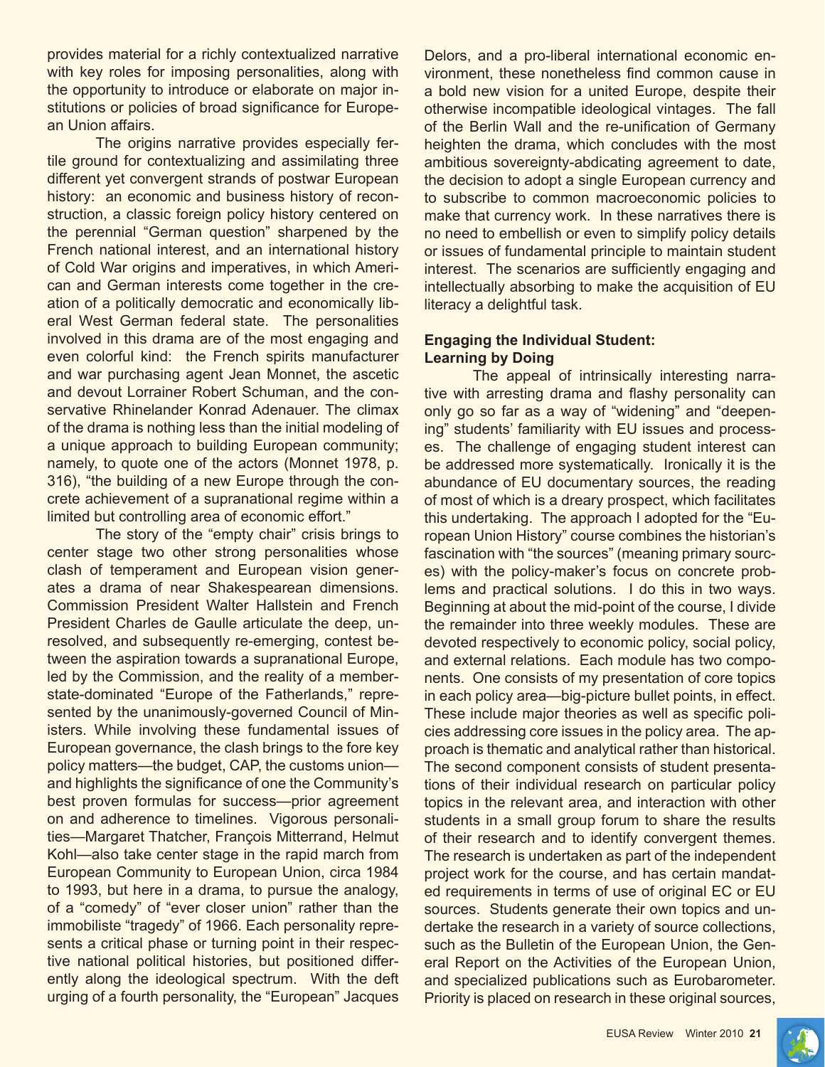provides material for a richly contextualized narrative with key roles for imposing personalities, along with the opportunity to introduce or elaborate on major institutions or policies of broad significance for European Union affairs.

The origins narrative provides especially fertile ground for contextualizing and assimilating three different yet convergent strands of postwar European history: an economic and business history of reconstruction, a classic foreign policy history centered on the perennial "German question" sharpened by the French national interest, and an international history of Cold War origins and imperatives, in which American and German interests come together in the creation of a politically democratic and economically liberal West German federal state. The personalities involved in this drama are of the most engaging and even colorful kind: the French spirits manufacturer and war purchasing agent Jean Monnet, the ascetic and devout Lorrainer Robert Schuman, and the conservative Rhinelander Konrad Adenauer. The climax of the drama is nothing less than the initial modeling of a unique approach to building European community; namely, to quote one of the actors (Monnet 1978, p. 316), "the building of a new Europe through the concrete achievement of a supranational regime within a limited but controlling area of economic effort."

The story of the "empty chair" crisis brings to center stage two other strong personalities whose clash of temperament and European vision generates a drama of near Shakespearean dimensions. Commission President Walter Hallstein and French President Charles de Gaulle articulate the deep, unresolved, and subsequently re-emerging, contest between the aspiration towards a supranational Europe, led by the Commission, and the reality of a member-state-dominated "Europe of the Fatherlands," represented by the unanimously-governed Council of Ministers. While involving these fundamental issues of European governance, the clash brings to the fore key policy matters—the budget, CAP, the customs union—and highlights the significance of one the Community's best proven formulas for success—prior agreement on and adherence to timelines. Vigorous personalities—Margaret Thatcher, François Mitterrand, Helmut Kohl—also take center stage in the rapid march from European Community to European Union, circa 1984 to 1993, but here in a drama, to pursue the analogy, of a "comedy" of "ever closer union" rather than the immobiliste "tragedy" of 1966. Each personality represents a critical phase or turning point in their respective national political histories, but positioned differently along the ideological spectrum. With the deft urging of a fourth personality, the "European" Jacques Delors, and a pro-liberal international economic environment, these nonetheless find common cause in a bold new vision for a united Europe, despite their otherwise incompatible ideological vintages. The fall of the Berlin Wall and the re-unification of Germany heighten the drama, which concludes with the most ambitious sovereignty-abdicating agreement to date, the decision to adopt a single European currency and to subscribe to common macroeconomic policies to make that currency work. In these narratives there is no need to embellish or even to simplify policy details or issues of fundamental principle to maintain student interest. The scenarios are sufficiently engaging and intellectually absorbing to make the acquisition of EU literacy a delightful task.

**Engaging the Individual Student: Learning by Doing**

The appeal of intrinsically interesting narrative with arresting drama and flashy personality can only go so far as a way of "widening" and "deepening" students' familiarity with EU issues and processes. The challenge of engaging student interest can be addressed more systematically. Ironically it is the abundance of EU documentary sources, the reading of most of which is a dreary prospect, which facilitates this undertaking. The approach I adopted for the "European Union History" course combines the historian's fascination with "the sources" (meaning primary sources) with the policy-maker's focus on concrete problems and practical solutions. I do this in two ways. Beginning at about the mid-point of the course, I divide the remainder into three weekly modules. These are devoted respectively to economic policy, social policy, and external relations. Each module has two components. One consists of my presentation of core topics in each policy area—big-picture bullet points, in effect. These include major theories as well as specific policies addressing core issues in the policy area. The approach is thematic and analytical rather than historical. The second component consists of student presentations of their individual research on particular policy topics in the relevant area, and interaction with other students in a small group forum to share the results of their research and to identify convergent themes. The research is undertaken as part of the independent project work for the course, and has certain mandated requirements in terms of use of original EC or EU sources. Students generate their own topics and undertake the research in a variety of source collections, such as the Bulletin of the European Union, the General Report on the Activities of the European Union, and specialized publications such as Eurobarometer. Priority is placed on research in these original sources,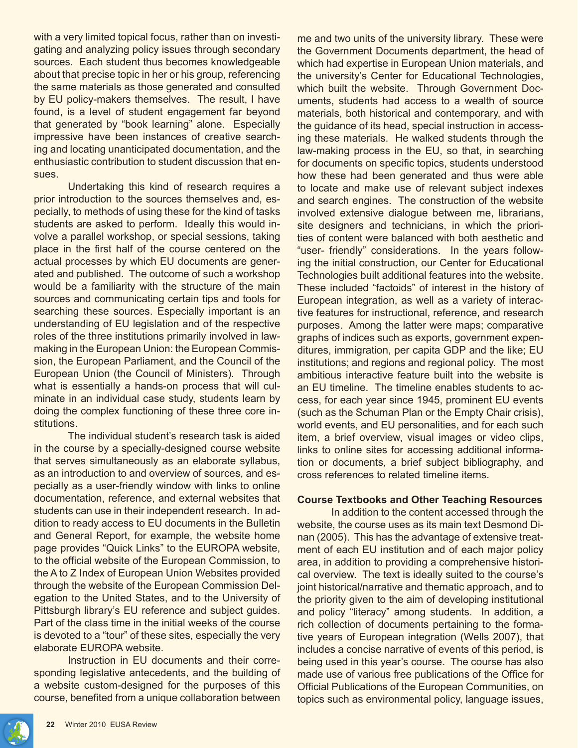with a very limited topical focus, rather than on investigating and analyzing policy issues through secondary sources. Each student thus becomes knowledgeable about that precise topic in her or his group, referencing the same materials as those generated and consulted by EU policy-makers themselves. The result, I have found, is a level of student engagement far beyond that generated by "book learning" alone. Especially impressive have been instances of creative searching and locating unanticipated documentation, and the enthusiastic contribution to student discussion that ensues.

Undertaking this kind of research requires a prior introduction to the sources themselves and, especially, to methods of using these for the kind of tasks students are asked to perform. Ideally this would involve a parallel workshop, or special sessions, taking place in the first half of the course centered on the actual processes by which EU documents are generated and published. The outcome of such a workshop would be a familiarity with the structure of the main sources and communicating certain tips and tools for searching these sources. Especially important is an understanding of EU legislation and of the respective roles of the three institutions primarily involved in lawmaking in the European Union: the European Commission, the European Parliament, and the Council of the European Union (the Council of Ministers). Through what is essentially a hands-on process that will culminate in an individual case study, students learn by doing the complex functioning of these three core institutions.

The individual student's research task is aided in the course by a specially-designed course website that serves simultaneously as an elaborate syllabus, as an introduction to and overview of sources, and especially as a user-friendly window with links to online documentation, reference, and external websites that students can use in their independent research. In addition to ready access to EU documents in the Bulletin and General Report, for example, the website home page provides "Quick Links" to the EUROPA website, to the official website of the European Commission, to the A to Z Index of European Union Websites provided through the website of the European Commission Delegation to the United States, and to the University of Pittsburgh library's EU reference and subject guides. Part of the class time in the initial weeks of the course is devoted to a "tour" of these sites, especially the very elaborate EUROPA website.

Instruction in EU documents and their corresponding legislative antecedents, and the building of a website custom-designed for the purposes of this course, benefited from a unique collaboration between me and two units of the university library. These were the Government Documents department, the head of which had expertise in European Union materials, and the university's Center for Educational Technologies, which built the website. Through Government Documents, students had access to a wealth of source materials, both historical and contemporary, and with the guidance of its head, special instruction in accessing these materials. He walked students through the law-making process in the EU, so that, in searching for documents on specific topics, students understood how these had been generated and thus were able to locate and make use of relevant subject indexes and search engines. The construction of the website involved extensive dialogue between me, librarians, site designers and technicians, in which the priorities of content were balanced with both aesthetic and "user- friendly" considerations. In the years following the initial construction, our Center for Educational Technologies built additional features into the website. These included "factoids" of interest in the history of European integration, as well as a variety of interactive features for instructional, reference, and research purposes. Among the latter were maps; comparative graphs of indices such as exports, government expenditures, immigration, per capita GDP and the like; EU institutions; and regions and regional policy. The most ambitious interactive feature built into the website is an EU timeline. The timeline enables students to access, for each year since 1945, prominent EU events (such as the Schuman Plan or the Empty Chair crisis), world events, and EU personalities, and for each such item, a brief overview, visual images or video clips, links to online sites for accessing additional information or documents, a brief subject bibliography, and cross references to related timeline items.

**Course Textbooks and Other Teaching Resources**

In addition to the content accessed through the website, the course uses as its main text Desmond Dinan (2005). This has the advantage of extensive treatment of each EU institution and of each major policy area, in addition to providing a comprehensive historical overview. The text is ideally suited to the course's joint historical/narrative and thematic approach, and to the priority given to the aim of developing institutional and policy "literacy" among students. In addition, a rich collection of documents pertaining to the formative years of European integration (Wells 2007), that includes a concise narrative of events of this period, is being used in this year's course. The course has also made use of various free publications of the Office for Official Publications of the European Communities, on topics such as environmental policy, language issues,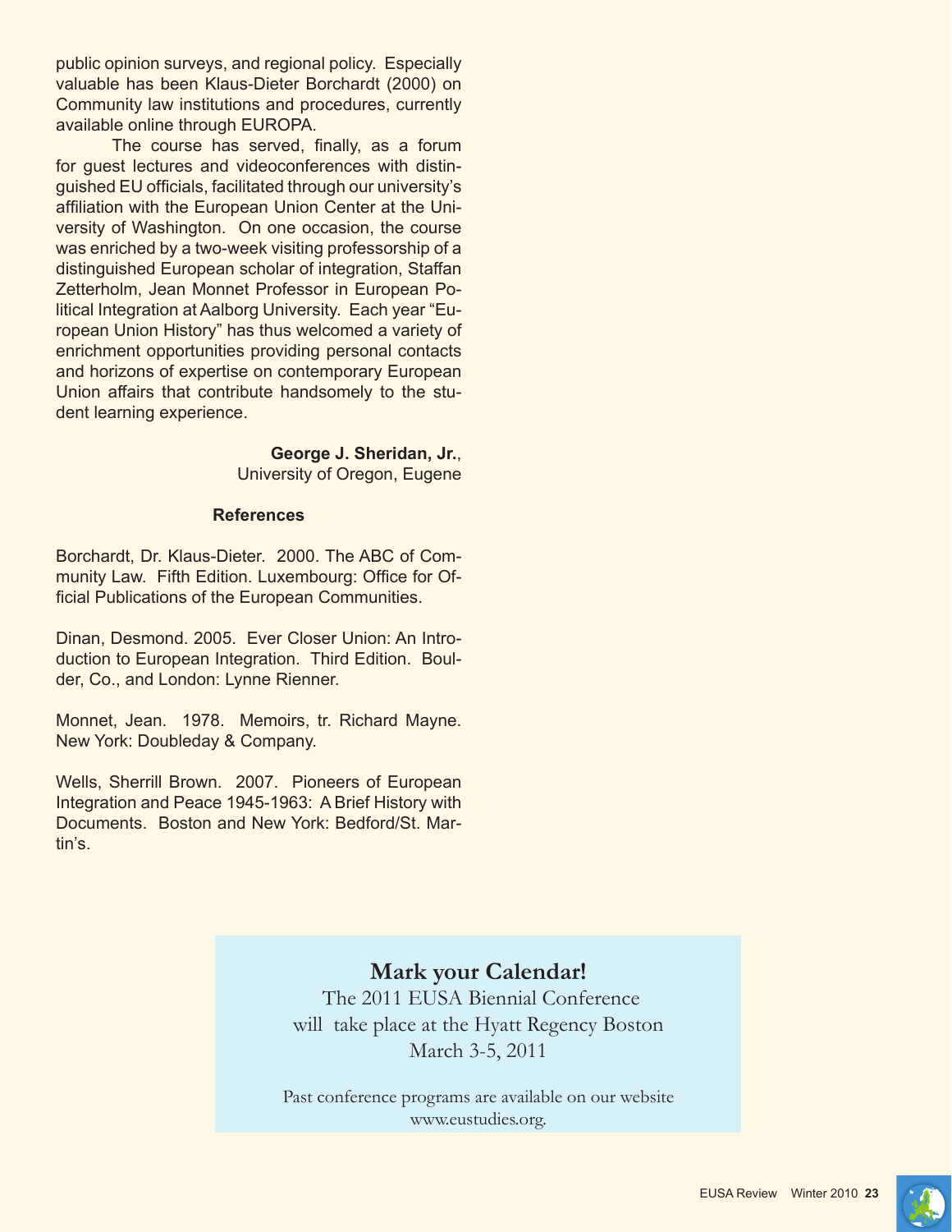public opinion surveys, and regional policy. Especially valuable has been Klaus-Dieter Borchardt (2000) on Community law institutions and procedures, currently available online through EUROPA.

The course has served, finally, as a forum for guest lectures and videoconferences with distinguished EU officials, facilitated through our university's affiliation with the European Union Center at the University of Washington. On one occasion, the course was enriched by a two-week visiting professorship of a distinguished European scholar of integration, Staffan Zetterholm, Jean Monnet Professor in European Political Integration at Aalborg University. Each year "European Union History" has thus welcomed a variety of enrichment opportunities providing personal contacts and horizons of expertise on contemporary European Union affairs that contribute handsomely to the student learning experience.

**George J. Sheridan, Jr.**,
University of Oregon, Eugene

### References

Borchardt, Dr. Klaus-Dieter. 2000. The ABC of Community Law. Fifth Edition. Luxembourg: Office for Official Publications of the European Communities.

Dinan, Desmond. 2005. Ever Closer Union: An Introduction to European Integration. Third Edition. Boulder, Co., and London: Lynne Rienner.

Monnet, Jean. 1978. Memoirs, tr. Richard Mayne. New York: Doubleday & Company.

Wells, Sherrill Brown. 2007. Pioneers of European Integration and Peace 1945-1963: A Brief History with Documents. Boston and New York: Bedford/St. Martin's.

**Mark your Calendar!**

The 2011 EUSA Biennial Conference
will take place at the Hyatt Regency Boston
March 3-5, 2011

Past conference programs are available on our website
www.eustudies.org.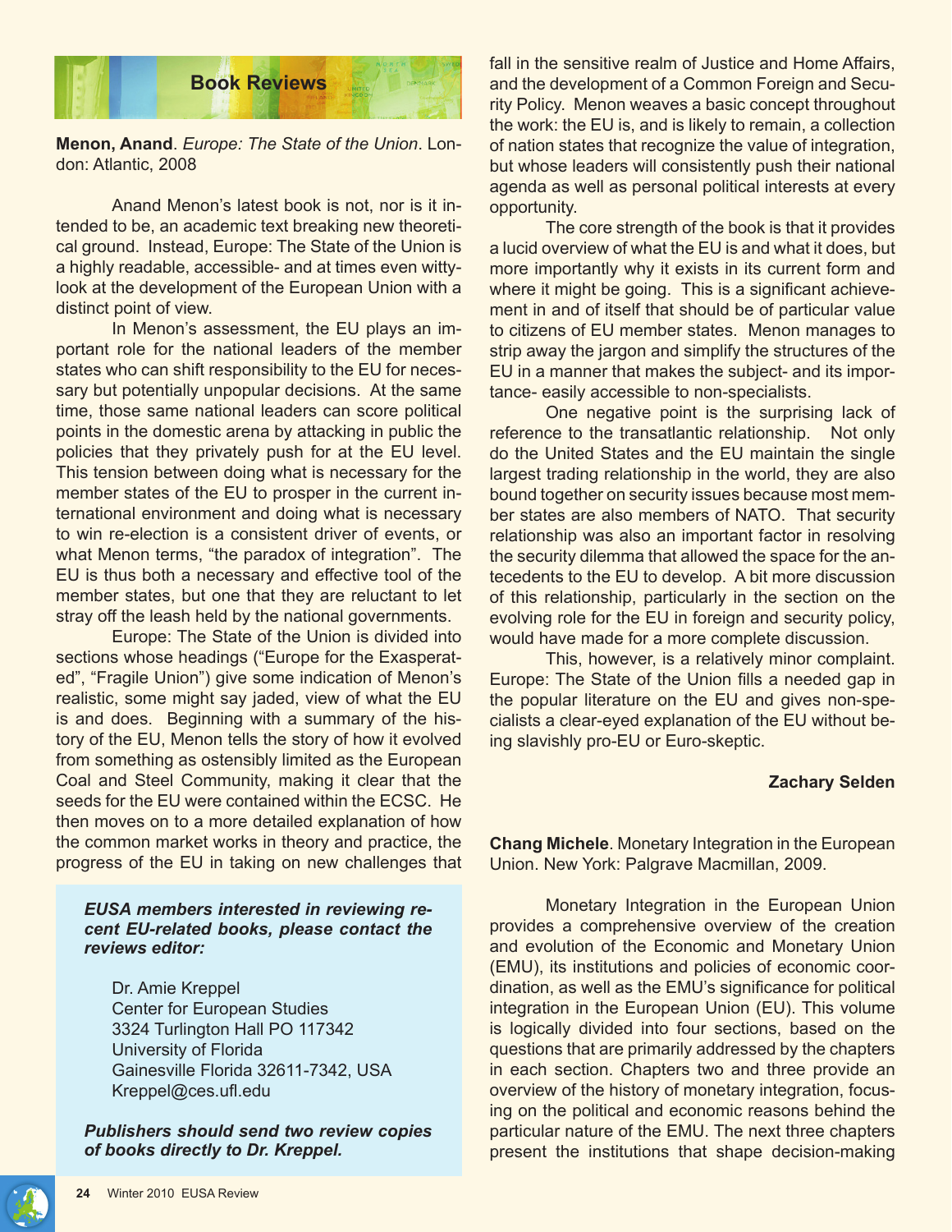## Book Reviews

**Menon, Anand**. *Europe: The State of the Union*. London: Atlantic, 2008

Anand Menon's latest book is not, nor is it intended to be, an academic text breaking new theoretical ground. Instead, Europe: The State of the Union is a highly readable, accessible- and at times even witty- look at the development of the European Union with a distinct point of view.

In Menon's assessment, the EU plays an important role for the national leaders of the member states who can shift responsibility to the EU for necessary but potentially unpopular decisions. At the same time, those same national leaders can score political points in the domestic arena by attacking in public the policies that they privately push for at the EU level. This tension between doing what is necessary for the member states of the EU to prosper in the current international environment and doing what is necessary to win re-election is a consistent driver of events, or what Menon terms, "the paradox of integration". The EU is thus both a necessary and effective tool of the member states, but one that they are reluctant to let stray off the leash held by the national governments.

Europe: The State of the Union is divided into sections whose headings ("Europe for the Exasperated", "Fragile Union") give some indication of Menon's realistic, some might say jaded, view of what the EU is and does. Beginning with a summary of the history of the EU, Menon tells the story of how it evolved from something as ostensibly limited as the European Coal and Steel Community, making it clear that the seeds for the EU were contained within the ECSC. He then moves on to a more detailed explanation of how the common market works in theory and practice, the progress of the EU in taking on new challenges that fall in the sensitive realm of Justice and Home Affairs, and the development of a Common Foreign and Security Policy. Menon weaves a basic concept throughout the work: the EU is, and is likely to remain, a collection of nation states that recognize the value of integration, but whose leaders will consistently push their national agenda as well as personal political interests at every opportunity.

The core strength of the book is that it provides a lucid overview of what the EU is and what it does, but more importantly why it exists in its current form and where it might be going. This is a significant achievement in and of itself that should be of particular value to citizens of EU member states. Menon manages to strip away the jargon and simplify the structures of the EU in a manner that makes the subject- and its importance- easily accessible to non-specialists.

One negative point is the surprising lack of reference to the transatlantic relationship. Not only do the United States and the EU maintain the single largest trading relationship in the world, they are also bound together on security issues because most member states are also members of NATO. That security relationship was also an important factor in resolving the security dilemma that allowed the space for the antecedents to the EU to develop. A bit more discussion of this relationship, particularly in the section on the evolving role for the EU in foreign and security policy, would have made for a more complete discussion.

This, however, is a relatively minor complaint. Europe: The State of the Union fills a needed gap in the popular literature on the EU and gives non-specialists a clear-eyed explanation of the EU without being slavishly pro-EU or Euro-skeptic.

**Zachary Selden**

---

***EUSA members interested in reviewing recent EU-related books, please contact the reviews editor:***

Dr. Amie Kreppel
Center for European Studies
3324 Turlington Hall PO 117342
University of Florida
Gainesville Florida 32611-7342, USA
Kreppel@ces.ufl.edu

***Publishers should send two review copies of books directly to Dr. Kreppel.***

---

**Chang Michele**. Monetary Integration in the European Union. New York: Palgrave Macmillan, 2009.

Monetary Integration in the European Union provides a comprehensive overview of the creation and evolution of the Economic and Monetary Union (EMU), its institutions and policies of economic coordination, as well as the EMU's significance for political integration in the European Union (EU). This volume is logically divided into four sections, based on the questions that are primarily addressed by the chapters in each section. Chapters two and three provide an overview of the history of monetary integration, focusing on the political and economic reasons behind the particular nature of the EMU. The next three chapters present the institutions that shape decision-making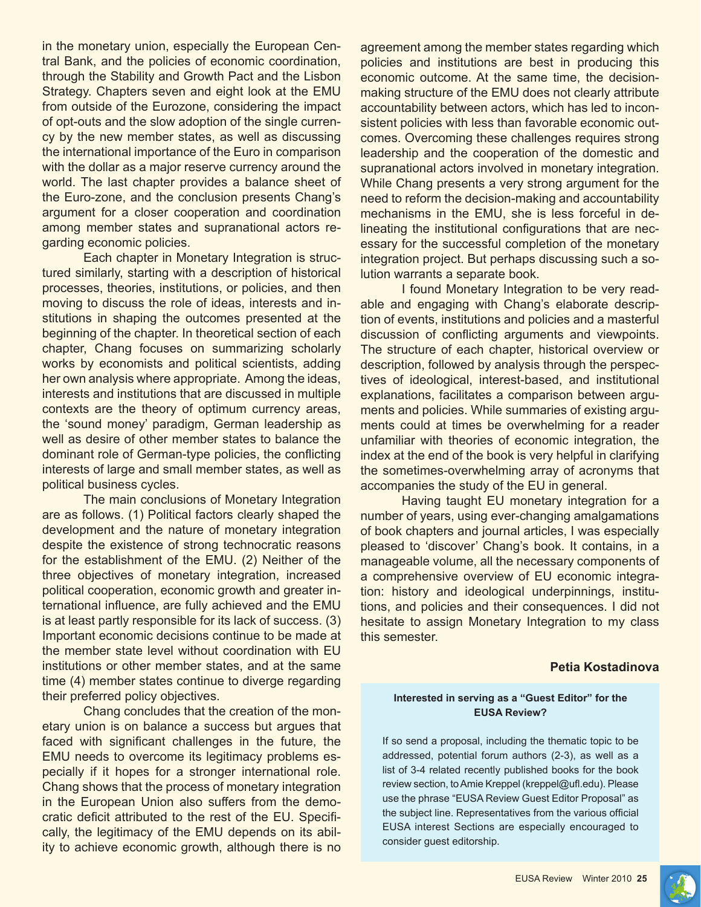in the monetary union, especially the European Central Bank, and the policies of economic coordination, through the Stability and Growth Pact and the Lisbon Strategy. Chapters seven and eight look at the EMU from outside of the Eurozone, considering the impact of opt-outs and the slow adoption of the single currency by the new member states, as well as discussing the international importance of the Euro in comparison with the dollar as a major reserve currency around the world. The last chapter provides a balance sheet of the Euro-zone, and the conclusion presents Chang's argument for a closer cooperation and coordination among member states and supranational actors regarding economic policies.

Each chapter in Monetary Integration is structured similarly, starting with a description of historical processes, theories, institutions, or policies, and then moving to discuss the role of ideas, interests and institutions in shaping the outcomes presented at the beginning of the chapter. In theoretical section of each chapter, Chang focuses on summarizing scholarly works by economists and political scientists, adding her own analysis where appropriate. Among the ideas, interests and institutions that are discussed in multiple contexts are the theory of optimum currency areas, the 'sound money' paradigm, German leadership as well as desire of other member states to balance the dominant role of German-type policies, the conflicting interests of large and small member states, as well as political business cycles.

The main conclusions of Monetary Integration are as follows. (1) Political factors clearly shaped the development and the nature of monetary integration despite the existence of strong technocratic reasons for the establishment of the EMU. (2) Neither of the three objectives of monetary integration, increased political cooperation, economic growth and greater international influence, are fully achieved and the EMU is at least partly responsible for its lack of success. (3) Important economic decisions continue to be made at the member state level without coordination with EU institutions or other member states, and at the same time (4) member states continue to diverge regarding their preferred policy objectives.

Chang concludes that the creation of the monetary union is on balance a success but argues that faced with significant challenges in the future, the EMU needs to overcome its legitimacy problems especially if it hopes for a stronger international role. Chang shows that the process of monetary integration in the European Union also suffers from the democratic deficit attributed to the rest of the EU. Specifically, the legitimacy of the EMU depends on its ability to achieve economic growth, although there is no agreement among the member states regarding which policies and institutions are best in producing this economic outcome. At the same time, the decision-making structure of the EMU does not clearly attribute accountability between actors, which has led to inconsistent policies with less than favorable economic outcomes. Overcoming these challenges requires strong leadership and the cooperation of the domestic and supranational actors involved in monetary integration. While Chang presents a very strong argument for the need to reform the decision-making and accountability mechanisms in the EMU, she is less forceful in delineating the institutional configurations that are necessary for the successful completion of the monetary integration project. But perhaps discussing such a solution warrants a separate book.

I found Monetary Integration to be very readable and engaging with Chang's elaborate description of events, institutions and policies and a masterful discussion of conflicting arguments and viewpoints. The structure of each chapter, historical overview or description, followed by analysis through the perspectives of ideological, interest-based, and institutional explanations, facilitates a comparison between arguments and policies. While summaries of existing arguments could at times be overwhelming for a reader unfamiliar with theories of economic integration, the index at the end of the book is very helpful in clarifying the sometimes-overwhelming array of acronyms that accompanies the study of the EU in general.

Having taught EU monetary integration for a number of years, using ever-changing amalgamations of book chapters and journal articles, I was especially pleased to 'discover' Chang's book. It contains, in a manageable volume, all the necessary components of a comprehensive overview of EU economic integration: history and ideological underpinnings, institutions, and policies and their consequences. I did not hesitate to assign Monetary Integration to my class this semester.

**Petia Kostadinova**

**Interested in serving as a "Guest Editor" for the EUSA Review?**

If so send a proposal, including the thematic topic to be addressed, potential forum authors (2-3), as well as a list of 3-4 related recently published books for the book review section, to Amie Kreppel (kreppel@ufl.edu). Please use the phrase "EUSA Review Guest Editor Proposal" as the subject line. Representatives from the various official EUSA interest Sections are especially encouraged to consider guest editorship.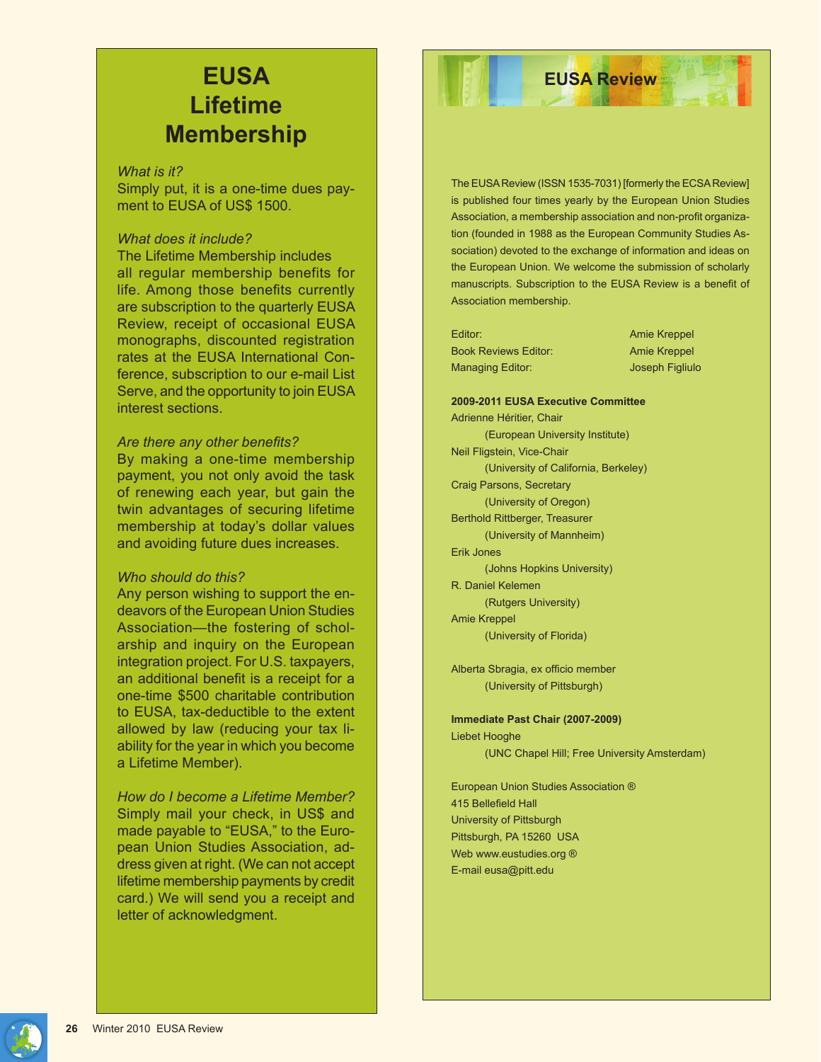# EUSA Lifetime Membership

*What is it?*
Simply put, it is a one-time dues payment to EUSA of US$ 1500.

*What does it include?*
The Lifetime Membership includes all regular membership benefits for life. Among those benefits currently are subscription to the quarterly EUSA Review, receipt of occasional EUSA monographs, discounted registration rates at the EUSA International Conference, subscription to our e-mail List Serve, and the opportunity to join EUSA interest sections.

*Are there any other benefits?*
By making a one-time membership payment, you not only avoid the task of renewing each year, but gain the twin advantages of securing lifetime membership at today's dollar values and avoiding future dues increases.

*Who should do this?*
Any person wishing to support the endeavors of the European Union Studies Association—the fostering of scholarship and inquiry on the European integration project. For U.S. taxpayers, an additional benefit is a receipt for a one-time $500 charitable contribution to EUSA, tax-deductible to the extent allowed by law (reducing your tax liability for the year in which you become a Lifetime Member).

*How do I become a Lifetime Member?*
Simply mail your check, in US$ and made payable to "EUSA," to the European Union Studies Association, address given at right. (We can not accept lifetime membership payments by credit card.) We will send you a receipt and letter of acknowledgment.

## EUSA Review

The EUSA Review (ISSN 1535-7031) [formerly the ECSA Review] is published four times yearly by the European Union Studies Association, a membership association and non-profit organization (founded in 1988 as the European Community Studies Association) devoted to the exchange of information and ideas on the European Union. We welcome the submission of scholarly manuscripts. Subscription to the EUSA Review is a benefit of Association membership.

| | |
|---|---|
| Editor: | Amie Kreppel |
| Book Reviews Editor: | Amie Kreppel |
| Managing Editor: | Joseph Figliulo |

**2009-2011 EUSA Executive Committee**

Adrienne Héritier, Chair
(European University Institute)
Neil Fligstein, Vice-Chair
(University of California, Berkeley)
Craig Parsons, Secretary
(University of Oregon)
Berthold Rittberger, Treasurer
(University of Mannheim)
Erik Jones
(Johns Hopkins University)
R. Daniel Kelemen
(Rutgers University)
Amie Kreppel
(University of Florida)

Alberta Sbragia, ex officio member
(University of Pittsburgh)

**Immediate Past Chair (2007-2009)**

Liebet Hooghe
(UNC Chapel Hill; Free University Amsterdam)

European Union Studies Association ®
415 Bellefield Hall
University of Pittsburgh
Pittsburgh, PA 15260 USA
Web www.eustudies.org ®
E-mail eusa@pitt.edu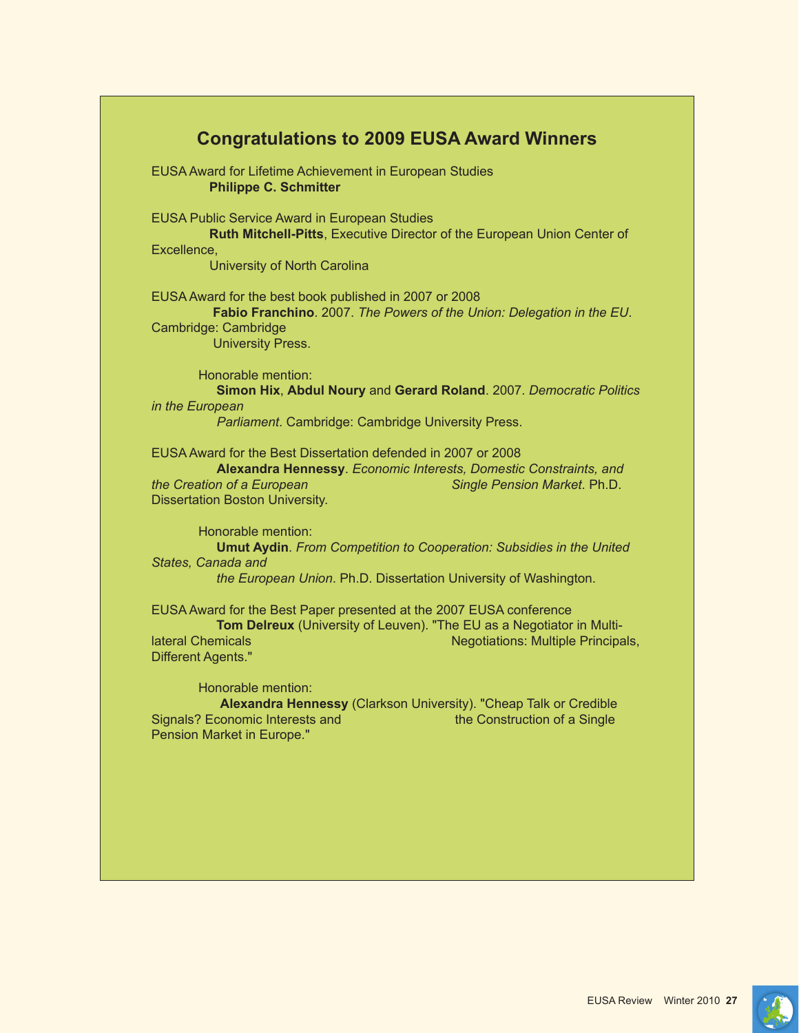## Congratulations to 2009 EUSA Award Winners

EUSA Award for Lifetime Achievement in European Studies
**Philippe C. Schmitter**

EUSA Public Service Award in European Studies
**Ruth Mitchell-Pitts**, Executive Director of the European Union Center of Excellence, University of North Carolina

EUSA Award for the best book published in 2007 or 2008
**Fabio Franchino**. 2007. *The Powers of the Union: Delegation in the EU*. Cambridge: Cambridge University Press.

Honorable mention:
**Simon Hix**, **Abdul Noury** and **Gerard Roland**. 2007. *Democratic Politics in the European Parliament*. Cambridge: Cambridge University Press.

EUSA Award for the Best Dissertation defended in 2007 or 2008
**Alexandra Hennessy**. *Economic Interests, Domestic Constraints, and the Creation of a European Single Pension Market*. Ph.D. Dissertation Boston University.

Honorable mention:
**Umut Aydin**. *From Competition to Cooperation: Subsidies in the United States, Canada and the European Union*. Ph.D. Dissertation University of Washington.

EUSA Award for the Best Paper presented at the 2007 EUSA conference
**Tom Delreux** (University of Leuven). "The EU as a Negotiator in Multilateral Chemicals Negotiations: Multiple Principals, Different Agents."

Honorable mention:
**Alexandra Hennessy** (Clarkson University). "Cheap Talk or Credible Signals? Economic Interests and the Construction of a Single Pension Market in Europe."